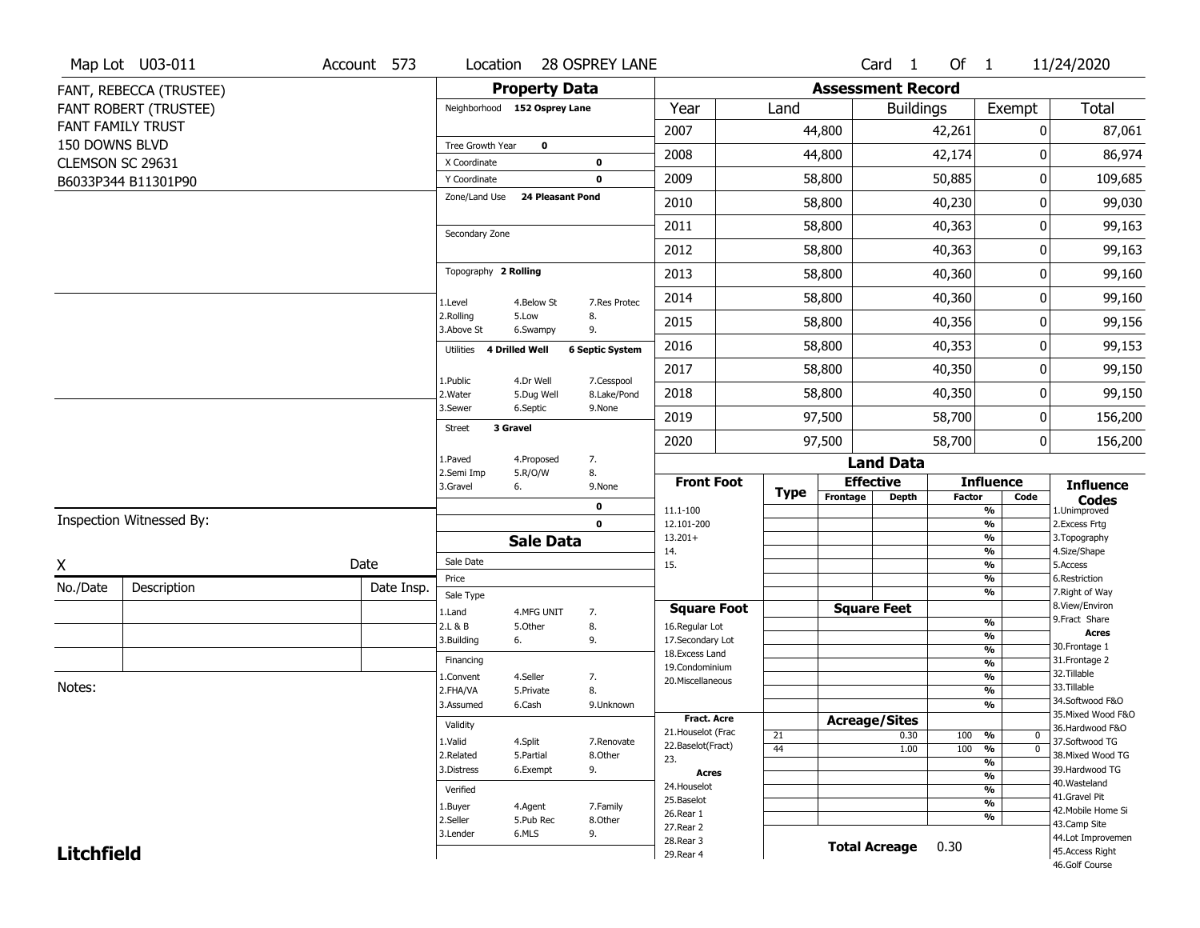Map Lot U03-011 | Account 573 | Location 28 OSPREY LANE | Card 1 Of 1 | 11/24/2020

FANT, REBECCA (TRUSTEE)
FANT ROBERT (TRUSTEE)
FANT FAMILY TRUST
150 DOWNS BLVD
CLEMSON SC 29631
B6033P344 B11301P90

## Property Data

Neighborhood **152 Osprey Lane**

Tree Growth Year **0**
X Coordinate **0**
Y Coordinate **0**
Zone/Land Use **24 Pleasant Pond**

Secondary Zone

Topography **2 Rolling**

1.Level 4.Below St 7.Res Protec
2.Rolling 5.Low 8.
3.Above St 6.Swampy 9.

Utilities **4 Drilled Well** **6 Septic System**

1.Public 4.Dr Well 7.Cesspool
2.Water 5.Dug Well 8.Lake/Pond
3.Sewer 6.Septic 9.None

Street **3 Gravel**

1.Paved 4.Proposed 7.
2.Semi Imp 5.R/O/W 8.
3.Gravel 6. 9.None

**0**
**0**

## Assessment Record

| Year | Land | Buildings | Exempt | Total |
|---|---|---|---|---|
| 2007 | 44,800 | 42,261 | 0 | 87,061 |
| 2008 | 44,800 | 42,174 | 0 | 86,974 |
| 2009 | 58,800 | 50,885 | 0 | 109,685 |
| 2010 | 58,800 | 40,230 | 0 | 99,030 |
| 2011 | 58,800 | 40,363 | 0 | 99,163 |
| 2012 | 58,800 | 40,363 | 0 | 99,163 |
| 2013 | 58,800 | 40,360 | 0 | 99,160 |
| 2014 | 58,800 | 40,360 | 0 | 99,160 |
| 2015 | 58,800 | 40,356 | 0 | 99,156 |
| 2016 | 58,800 | 40,353 | 0 | 99,153 |
| 2017 | 58,800 | 40,350 | 0 | 99,150 |
| 2018 | 58,800 | 40,350 | 0 | 99,150 |
| 2019 | 97,500 | 58,700 | 0 | 156,200 |
| 2020 | 97,500 | 58,700 | 0 | 156,200 |

Inspection Witnessed By:

X Date

| No./Date | Description | Date Insp. |
|---|---|---|
| | | |
| | | |
| | | |

Notes:

## Sale Data

Sale Date
Price
Sale Type

1.Land 4.MFG UNIT 7.
2.L & B 5.Other 8.
3.Building 6. 9.

Financing

1.Convent 4.Seller 7.
2.FHA/VA 5.Private 8.
3.Assumed 6.Cash 9.Unknown

Validity

1.Valid 4.Split 7.Renovate
2.Related 5.Partial 8.Other
3.Distress 6.Exempt 9.

Verified

1.Buyer 4.Agent 7.Family
2.Seller 5.Pub Rec 8.Other
3.Lender 6.MLS 9.

## Land Data

| Front Foot | Type | Effective Frontage | Effective Depth | Influence Factor | Influence Code |
|---|---|---|---|---|---|
| 11.1-100 | | | | % | |
| 12.101-200 | | | | % | |
| 13.201+ | | | | % | |
| 14. | | | | % | |
| 15. | | | | % | |
| | | | | % | |
| | | | | % | |

| Square Foot | | Square Feet | | |
|---|---|---|---|---|
| 16.Regular Lot | | | % | |
| 17.Secondary Lot | | | % | |
| 18.Excess Land | | | % | |
| 19.Condominium | | | % | |
| 20.Miscellaneous | | | % | |
| | | | % | |
| | | | % | |

| Fract. Acre | Type | Acreage/Sites | Factor | Code |
|---|---|---|---|---|
| 21.Houselot (Frac | 21 | 0.30 | 100 % | 0 |
| 22.Baselot(Fract) | 44 | 1.00 | 100 % | 0 |
| 23. | | | % | |
| **Acres** | | | % | |
| 24.Houselot | | | % | |
| 25.Baselot | | | % | |
| 26.Rear 1 | | | % | |
| 27.Rear 2 | | | | |
| 28.Rear 3 | | | | |
| 29.Rear 4 | | | | |

**Total Acreage** 0.30

### Influence Codes

1.Unimproved
2.Excess Frtg
3.Topography
4.Size/Shape
5.Access
6.Restriction
7.Right of Way
8.View/Environ
9.Fract Share

**Acres**

30.Frontage 1
31.Frontage 2
32.Tillable
33.Tillable
34.Softwood F&O
35.Mixed Wood F&O
36.Hardwood F&O
37.Softwood TG
38.Mixed Wood TG
39.Hardwood TG
40.Wasteland
41.Gravel Pit
42.Mobile Home Si
43.Camp Site
44.Lot Improvemen
45.Access Right
46.Golf Course

**Litchfield**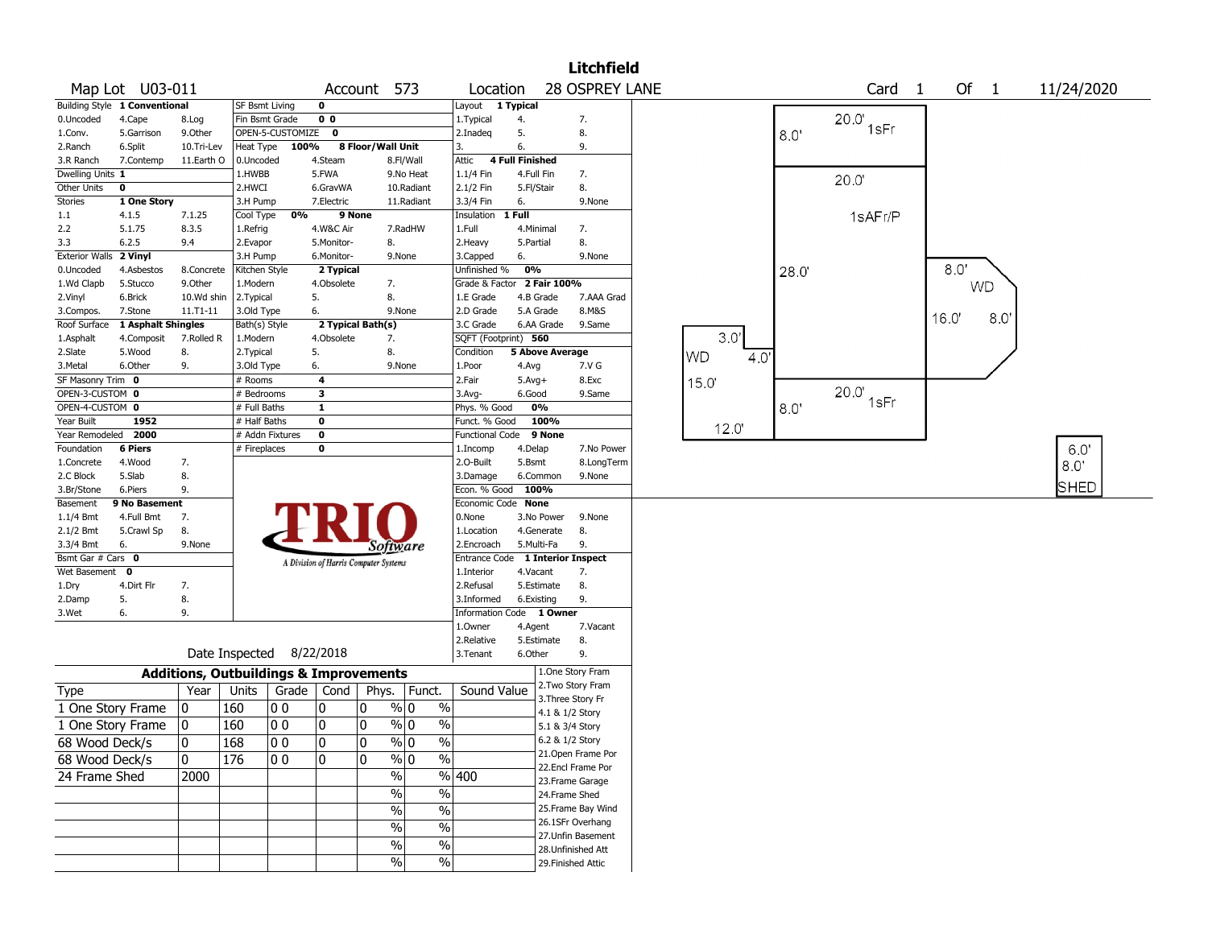# Litchfield

**Map Lot** U03-011 **Account** 573 **Location** 28 OSPREY LANE **Card** 1 **Of** 1 11/24/2020

| Building Style | 1 Conventional | | SF Bsmt Living | 0 | | Layout | 1 Typical | |
|---|---|---|---|---|---|---|---|---|
| 0.Uncoded | 4.Cape | 8.Log | Fin Bsmt Grade | 0 0 | | 1.Typical | 4. | 7. |
| 1.Conv. | 5.Garrison | 9.Other | OPEN-5-CUSTOMIZE | 0 | | 2.Inadeq | 5. | 8. |
| 2.Ranch | 6.Split | 10.Tri-Lev | Heat Type 100% | 8 Floor/Wall Unit | | 3. | 6. | 9. |
| 3.R Ranch | 7.Contemp | 11.Earth O | 0.Uncoded | 4.Steam | 8.Fl/Wall | Attic | 4 Full Finished | |
| Dwelling Units | 1 | | 1.HWBB | 5.FWA | 9.No Heat | 1.1/4 Fin | 4.Full Fin | 7. |
| Other Units | 0 | | 2.HWCI | 6.GravWA | 10.Radiant | 2.1/2 Fin | 5.Fl/Stair | 8. |
| Stories | 1 One Story | | 3.H Pump | 7.Electric | 11.Radiant | 3.3/4 Fin | 6. | 9.None |
| 1.1 | 4.1.5 | 7.1.25 | Cool Type 0% | 9 None | | Insulation | 1 Full | |
| 2.2 | 5.1.75 | 8.3.5 | 1.Refrig | 4.W&C Air | 7.RadHW | 1.Full | 4.Minimal | 7. |
| 3.3 | 6.2.5 | 9.4 | 2.Evapor | 5.Monitor- | 8. | 2.Heavy | 5.Partial | 8. |
| Exterior Walls | 2 Vinyl | | 3.H Pump | 6.Monitor- | 9.None | 3.Capped | 6. | 9.None |
| 0.Uncoded | 4.Asbestos | 8.Concrete | Kitchen Style | 2 Typical | | Unfinished % | 0% | |
| 1.Wd Clapb | 5.Stucco | 9.Other | 1.Modern | 4.Obsolete | 7. | Grade & Factor | 2 Fair 100% | |
| 2.Vinyl | 6.Brick | 10.Wd shin | 2.Typical | 5. | 8. | 1.E Grade | 4.B Grade | 7.AAA Grad |
| 3.Compos. | 7.Stone | 11.T1-11 | 3.Old Type | 6. | 9.None | 2.D Grade | 5.A Grade | 8.M&S |
| Roof Surface | 1 Asphalt Shingles | | Bath(s) Style | 2 Typical Bath(s) | | 3.C Grade | 6.AA Grade | 9.Same |
| 1.Asphalt | 4.Composit | 7.Rolled R | 1.Modern | 4.Obsolete | 7. | SQFT (Footprint) | 560 | |
| 2.Slate | 5.Wood | 8. | 2.Typical | 5. | 8. | Condition | 5 Above Average | |
| 3.Metal | 6.Other | 9. | 3.Old Type | 6. | 9.None | 1.Poor | 4.Avg | 7.V G |
| SF Masonry Trim | 0 | | # Rooms | 4 | | 2.Fair | 5.Avg+ | 8.Exc |
| OPEN-3-CUSTOM | 0 | | # Bedrooms | 3 | | 3.Avg- | 6.Good | 9.Same |
| OPEN-4-CUSTOM | 0 | | # Full Baths | 1 | | Phys. % Good | 0% | |
| Year Built | 1952 | | # Half Baths | 0 | | Funct. % Good | 100% | |
| Year Remodeled | 2000 | | # Addn Fixtures | 0 | | Functional Code | 9 None | |
| Foundation | 6 Piers | | # Fireplaces | 0 | | 1.Incomp | 4.Delap | 7.No Power |
| 1.Concrete | 4.Wood | 7. | | | | 2.O-Built | 5.Bsmt | 8.LongTerm |
| 2.C Block | 5.Slab | 8. | | | | 3.Damage | 6.Common | 9.None |
| 3.Br/Stone | 6.Piers | 9. | | | | Econ. % Good | 100% | |
| Basement | 9 No Basement | | | | | Economic Code | None | |
| 1.1/4 Bmt | 4.Full Bmt | 7. | | | | 0.None | 3.No Power | 9.None |
| 2.1/2 Bmt | 5.Crawl Sp | 8. | | | | 1.Location | 4.Generate | 8. |
| 3.3/4 Bmt | 6. | 9.None | | | | 2.Encroach | 5.Multi-Fa | 9. |
| Bsmt Gar # Cars | 0 | | | | | Entrance Code | 1 Interior Inspect | |
| Wet Basement | 0 | | | | | 1.Interior | 4.Vacant | 7. |
| 1.Dry | 4.Dirt Flr | 7. | | | | 2.Refusal | 5.Estimate | 8. |
| 2.Damp | 5. | 8. | | | | 3.Informed | 6.Existing | 9. |
| 3.Wet | 6. | 9. | | | | Information Code | 1 Owner | |
| | | | | | | 1.Owner | 4.Agent | 7.Vacant |
| | | | | | | 2.Relative | 5.Estimate | 8. |
| | | | Date Inspected | 8/22/2018 | | 3.Tenant | 6.Other | 9. |

TRIO Software — A Division of Harris Computer Systems

## Additions, Outbuildings & Improvements

| Type | Year | Units | Grade | Cond | Phys. | Funct. | Sound Value |
|---|---|---|---|---|---|---|---|
| 1 One Story Frame | 0 | 160 | 0 0 | 0 | 0 % | 0 % | |
| 1 One Story Frame | 0 | 160 | 0 0 | 0 | 0 % | 0 % | |
| 68 Wood Deck/s | 0 | 168 | 0 0 | 0 | 0 % | 0 % | |
| 68 Wood Deck/s | 0 | 176 | 0 0 | 0 | 0 % | 0 % | |
| 24 Frame Shed | 2000 | | | | % | % | 400 |
| | | | | | % | % | |
| | | | | | % | % | |
| | | | | | % | % | |
| | | | | | % | % | |
| | | | | | % | % | |

1.One Story Fram, 2.Two Story Fram, 3.Three Story Fr, 4.1 & 1/2 Story, 5.1 & 3/4 Story, 6.2 & 1/2 Story, 21.Open Frame Por, 22.Encl Frame Por, 23.Frame Garage, 24.Frame Shed, 25.Frame Bay Wind, 26.1SFr Overhang, 27.Unfin Basement, 28.Unfinished Att, 29.Finished Attic

Sketch labels: 20.0' 1sFr 8.0'; 20.0' 1sAFr/P 28.0'; 8.0' WD 16.0' 8.0'; 3.0' WD 4.0' 15.0' 12.0'; 20.0' 1sFr 8.0'; 6.0' 8.0' SHED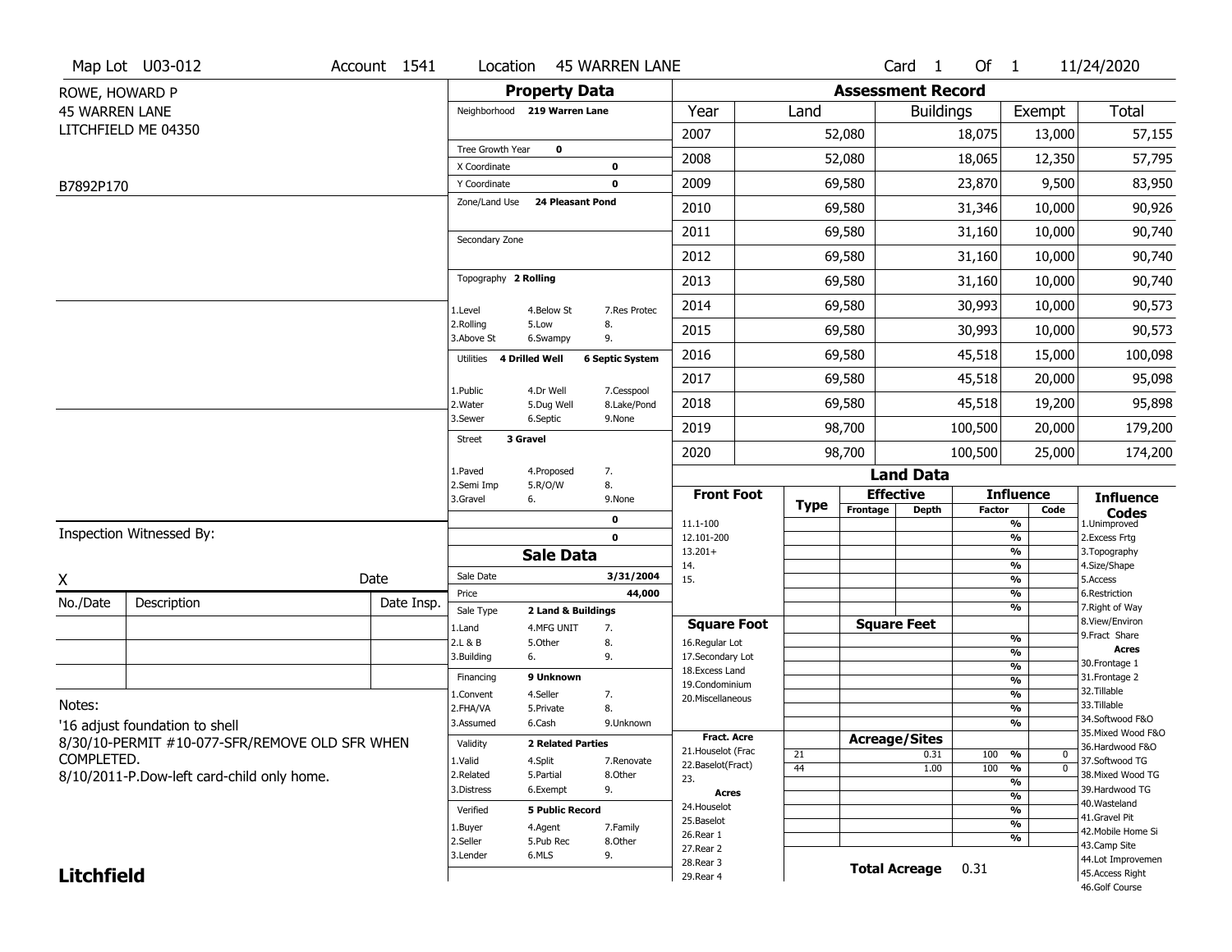Map Lot U03-012 | Account 1541 | Location 45 WARREN LANE | Card 1 Of 1 | 11/24/2020

ROWE, HOWARD P
45 WARREN LANE
LITCHFIELD ME 04350

B7892P170

## Property Data

| | | |
|---|---|---|
| Neighborhood | 219 Warren Lane | |
| Tree Growth Year | 0 | |
| X Coordinate | | 0 |
| Y Coordinate | | 0 |
| Zone/Land Use | 24 Pleasant Pond | |
| Secondary Zone | | |
| Topography | 2 Rolling | |
| 1.Level | 4.Below St | 7.Res Protec |
| 2.Rolling | 5.Low | 8. |
| 3.Above St | 6.Swampy | 9. |
| Utilities | 4 Drilled Well | 6 Septic System |
| 1.Public | 4.Dr Well | 7.Cesspool |
| 2.Water | 5.Dug Well | 8.Lake/Pond |
| 3.Sewer | 6.Septic | 9.None |
| Street | 3 Gravel | |
| 1.Paved | 4.Proposed | 7. |
| 2.Semi Imp | 5.R/O/W | 8. |
| 3.Gravel | 6. | 9.None |
| | | 0 |
| | | 0 |

## Sale Data

| | | |
|---|---|---|
| Sale Date | | 3/31/2004 |
| Price | | 44,000 |
| Sale Type | 2 Land & Buildings | |
| 1.Land | 4.MFG UNIT | 7. |
| 2.L & B | 5.Other | 8. |
| 3.Building | 6. | 9. |
| Financing | 9 Unknown | |
| 1.Convent | 4.Seller | 7. |
| 2.FHA/VA | 5.Private | 8. |
| 3.Assumed | 6.Cash | 9.Unknown |
| Validity | 2 Related Parties | |
| 1.Valid | 4.Split | 7.Renovate |
| 2.Related | 5.Partial | 8.Other |
| 3.Distress | 6.Exempt | 9. |
| Verified | 5 Public Record | |
| 1.Buyer | 4.Agent | 7.Family |
| 2.Seller | 5.Pub Rec | 8.Other |
| 3.Lender | 6.MLS | 9. |

## Assessment Record

| Year | Land | Buildings | Exempt | Total |
|---|---|---|---|---|
| 2007 | 52,080 | 18,075 | 13,000 | 57,155 |
| 2008 | 52,080 | 18,065 | 12,350 | 57,795 |
| 2009 | 69,580 | 23,870 | 9,500 | 83,950 |
| 2010 | 69,580 | 31,346 | 10,000 | 90,926 |
| 2011 | 69,580 | 31,160 | 10,000 | 90,740 |
| 2012 | 69,580 | 31,160 | 10,000 | 90,740 |
| 2013 | 69,580 | 31,160 | 10,000 | 90,740 |
| 2014 | 69,580 | 30,993 | 10,000 | 90,573 |
| 2015 | 69,580 | 30,993 | 10,000 | 90,573 |
| 2016 | 69,580 | 45,518 | 15,000 | 100,098 |
| 2017 | 69,580 | 45,518 | 20,000 | 95,098 |
| 2018 | 69,580 | 45,518 | 19,200 | 95,898 |
| 2019 | 98,700 | 100,500 | 20,000 | 179,200 |
| 2020 | 98,700 | 100,500 | 25,000 | 174,200 |

## Land Data

| Front Foot | Type | Effective Frontage | Effective Depth | Influence Factor | Influence Code |
|---|---|---|---|---|---|
| 11.1-100 | | | | % | |
| 12.101-200 | | | | % | |
| 13.201+ | | | | % | |
| 14. | | | | % | |
| 15. | | | | % | |
| | | | | % | |
| | | | | % | |
| **Square Foot** | | **Square Feet** | | | |
| 16.Regular Lot | | | | % | |
| 17.Secondary Lot | | | | % | |
| 18.Excess Land | | | | % | |
| 19.Condominium | | | | % | |
| 20.Miscellaneous | | | | % | |
| | | | | % | |
| | | | | % | |
| **Fract. Acre** | | **Acreage/Sites** | | | |
| 21.Houselot (Frac | 21 | | 0.31 | 100 % | 0 |
| 22.Baselot(Fract) | 44 | | 1.00 | 100 % | 0 |
| 23. | | | | % | |
| **Acres** | | | | % | |
| 24.Houselot | | | | % | |
| 25.Baselot | | | | % | |
| 26.Rear 1 | | | | % | |
| 27.Rear 2 | | | | | |
| 28.Rear 3 | | | | | |
| 29.Rear 4 | | | | | |

**Total Acreage** 0.31

**Influence Codes**
1.Unimproved
2.Excess Frtg
3.Topography
4.Size/Shape
5.Access
6.Restriction
7.Right of Way
8.View/Environ
9.Fract Share
**Acres**
30.Frontage 1
31.Frontage 2
32.Tillable
33.Tillable
34.Softwood F&O
35.Mixed Wood F&O
36.Hardwood F&O
37.Softwood TG
38.Mixed Wood TG
39.Hardwood TG
40.Wasteland
41.Gravel Pit
42.Mobile Home Si
43.Camp Site
44.Lot Improvemen
45.Access Right
46.Golf Course

Inspection Witnessed By:

X Date

| No./Date | Description | Date Insp. |
|---|---|---|
| | | |
| | | |
| | | |

Notes:
'16 adjust foundation to shell
8/30/10-PERMIT #10-077-SFR/REMOVE OLD SFR WHEN COMPLETED.
8/10/2011-P.Dow-left card-child only home.

**Litchfield**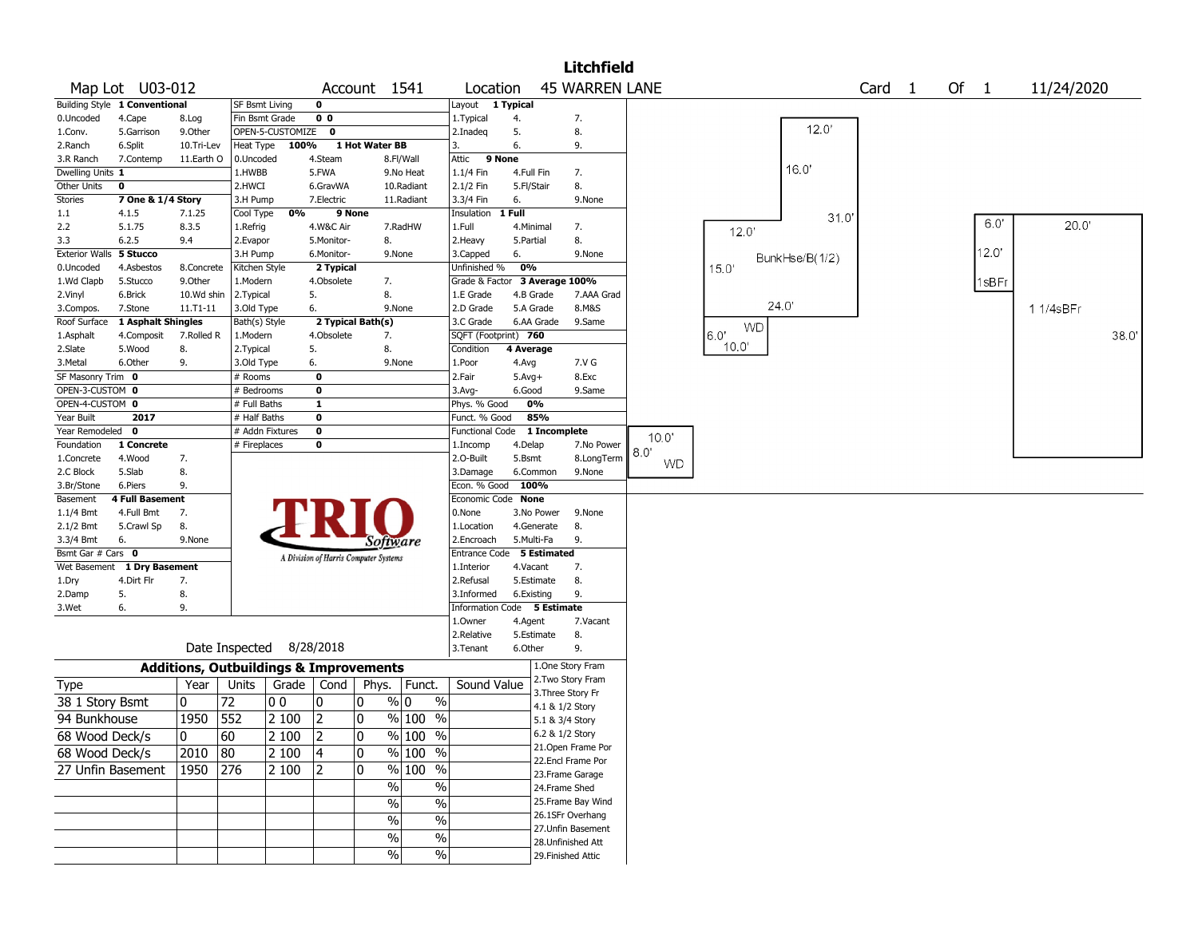# Litchfield

**Map Lot** U03-012 **Account** 1541 **Location** 45 WARREN LANE **Card** 1 **Of** 1 11/24/2020

| Building Style | 1 Conventional | | SF Bsmt Living | 0 | | Layout | 1 Typical | |
|---|---|---|---|---|---|---|---|---|
| 0.Uncoded | 4.Cape | 8.Log | Fin Bsmt Grade | 0 0 | | 1.Typical | 4. | 7. |
| 1.Conv. | 5.Garrison | 9.Other | OPEN-5-CUSTOMIZE | 0 | | 2.Inadeq | 5. | 8. |
| 2.Ranch | 6.Split | 10.Tri-Lev | Heat Type 100% | 1 Hot Water BB | | 3. | 6. | 9. |
| 3.R Ranch | 7.Contemp | 11.Earth O | 0.Uncoded | 4.Steam | 8.Fl/Wall | Attic | 9 None | |
| Dwelling Units | 1 | | 1.HWBB | 5.FWA | 9.No Heat | 1.1/4 Fin | 4.Full Fin | 7. |
| Other Units | 0 | | 2.HWCI | 6.GravWA | 10.Radiant | 2.1/2 Fin | 5.Fl/Stair | 8. |
| Stories | 7 One & 1/4 Story | | 3.H Pump | 7.Electric | 11.Radiant | 3.3/4 Fin | 6. | 9.None |
| 1.1 | 4.1.5 | 7.1.25 | Cool Type 0% | 9 None | | Insulation | 1 Full | |
| 2.2 | 5.1.75 | 8.3.5 | 1.Refrig | 4.W&C Air | 7.RadHW | 1.Full | 4.Minimal | 7. |
| 3.3 | 6.2.5 | 9.4 | 2.Evapor | 5.Monitor- | 8. | 2.Heavy | 5.Partial | 8. |
| Exterior Walls | 5 Stucco | | 3.H Pump | 6.Monitor- | 9.None | 3.Capped | 6. | 9.None |
| 0.Uncoded | 4.Asbestos | 8.Concrete | Kitchen Style | 2 Typical | | Unfinished % | 0% | |
| 1.Wd Clapb | 5.Stucco | 9.Other | 1.Modern | 4.Obsolete | 7. | Grade & Factor | 3 Average 100% | |
| 2.Vinyl | 6.Brick | 10.Wd shin | 2.Typical | 5. | 8. | 1.E Grade | 4.B Grade | 7.AAA Grad |
| 3.Compos. | 7.Stone | 11.T1-11 | 3.Old Type | 6. | 9.None | 2.D Grade | 5.A Grade | 8.M&S |
| Roof Surface | 1 Asphalt Shingles | | Bath(s) Style | 2 Typical Bath(s) | | 3.C Grade | 6.AA Grade | 9.Same |
| 1.Asphalt | 4.Composit | 7.Rolled R | 1.Modern | 4.Obsolete | 7. | SQFT (Footprint) | 760 | |
| 2.Slate | 5.Wood | 8. | 2.Typical | 5. | 8. | Condition | 4 Average | |
| 3.Metal | 6.Other | 9. | 3.Old Type | 6. | 9.None | 1.Poor | 4.Avg | 7.V G |
| SF Masonry Trim | 0 | | # Rooms | 0 | | 2.Fair | 5.Avg+ | 8.Exc |
| OPEN-3-CUSTOM | 0 | | # Bedrooms | 0 | | 3.Avg- | 6.Good | 9.Same |
| OPEN-4-CUSTOM | 0 | | # Full Baths | 1 | | Phys. % Good | 0% | |
| Year Built | 2017 | | # Half Baths | 0 | | Funct. % Good | 85% | |
| Year Remodeled | 0 | | # Addn Fixtures | 0 | | Functional Code | 1 Incomplete | |
| Foundation | 1 Concrete | | # Fireplaces | 0 | | 1.Incomp | 4.Delap | 7.No Power |
| 1.Concrete | 4.Wood | 7. | | | | 2.O-Built | 5.Bsmt | 8.LongTerm |
| 2.C Block | 5.Slab | 8. | | | | 3.Damage | 6.Common | 9.None |
| 3.Br/Stone | 6.Piers | 9. | | | | Econ. % Good | 100% | |
| Basement | 4 Full Basement | | | | | Economic Code | None | |
| 1.1/4 Bmt | 4.Full Bmt | 7. | | | | 0.None | 3.No Power | 9.None |
| 2.1/2 Bmt | 5.Crawl Sp | 8. | | | | 1.Location | 4.Generate | 8. |
| 3.3/4 Bmt | 6. | 9.None | | | | 2.Encroach | 5.Multi-Fa | 9. |
| Bsmt Gar # Cars | 0 | | | | | Entrance Code | 5 Estimated | |
| Wet Basement | 1 Dry Basement | | | | | 1.Interior | 4.Vacant | 7. |
| 1.Dry | 4.Dirt Flr | 7. | | | | 2.Refusal | 5.Estimate | 8. |
| 2.Damp | 5. | 8. | | | | 3.Informed | 6.Existing | 9. |
| 3.Wet | 6. | 9. | | | | Information Code | 5 Estimate | |
| | | | | | | 1.Owner | 4.Agent | 7.Vacant |
| | | | | | | 2.Relative | 5.Estimate | 8. |
| Date Inspected | 8/28/2018 | | | | | 3.Tenant | 6.Other | 9. |

TRIO Software — A Division of Harris Computer Systems

## Additions, Outbuildings & Improvements

| Type | Year | Units | Grade | Cond | Phys. | Funct. | Sound Value |
|---|---|---|---|---|---|---|---|
| 38 1 Story Bsmt | 0 | 72 | 0 0 | 0 | 0 % | 0 % | |
| 94 Bunkhouse | 1950 | 552 | 2 100 | 2 | 0 % | 100 % | |
| 68 Wood Deck/s | 0 | 60 | 2 100 | 2 | 0 % | 100 % | |
| 68 Wood Deck/s | 2010 | 80 | 2 100 | 4 | 0 % | 100 % | |
| 27 Unfin Basement | 1950 | 276 | 2 100 | 2 | 0 % | 100 % | |
| | | | | | % | % | |
| | | | | | % | % | |
| | | | | | % | % | |
| | | | | | % | % | |
| | | | | | % | % | |

1.One Story Fram
2.Two Story Fram
3.Three Story Fr
4.1 & 1/2 Story
5.1 & 3/4 Story
6.2 & 1/2 Story
21.Open Frame Por
22.Encl Frame Por
23.Frame Garage
24.Frame Shed
25.Frame Bay Wind
26.1SFr Overhang
27.Unfin Basement
28.Unfinished Att
29.Finished Attic

Sketch labels: 12.0' 16.0' 31.0' 12.0' BunkHse/B(1/2) 15.0' 24.0' WD 6.0' 10.0' 10.0' 8.0' WD 6.0' 20.0' 12.0' 1sBFr 1 1/4sBFr 38.0'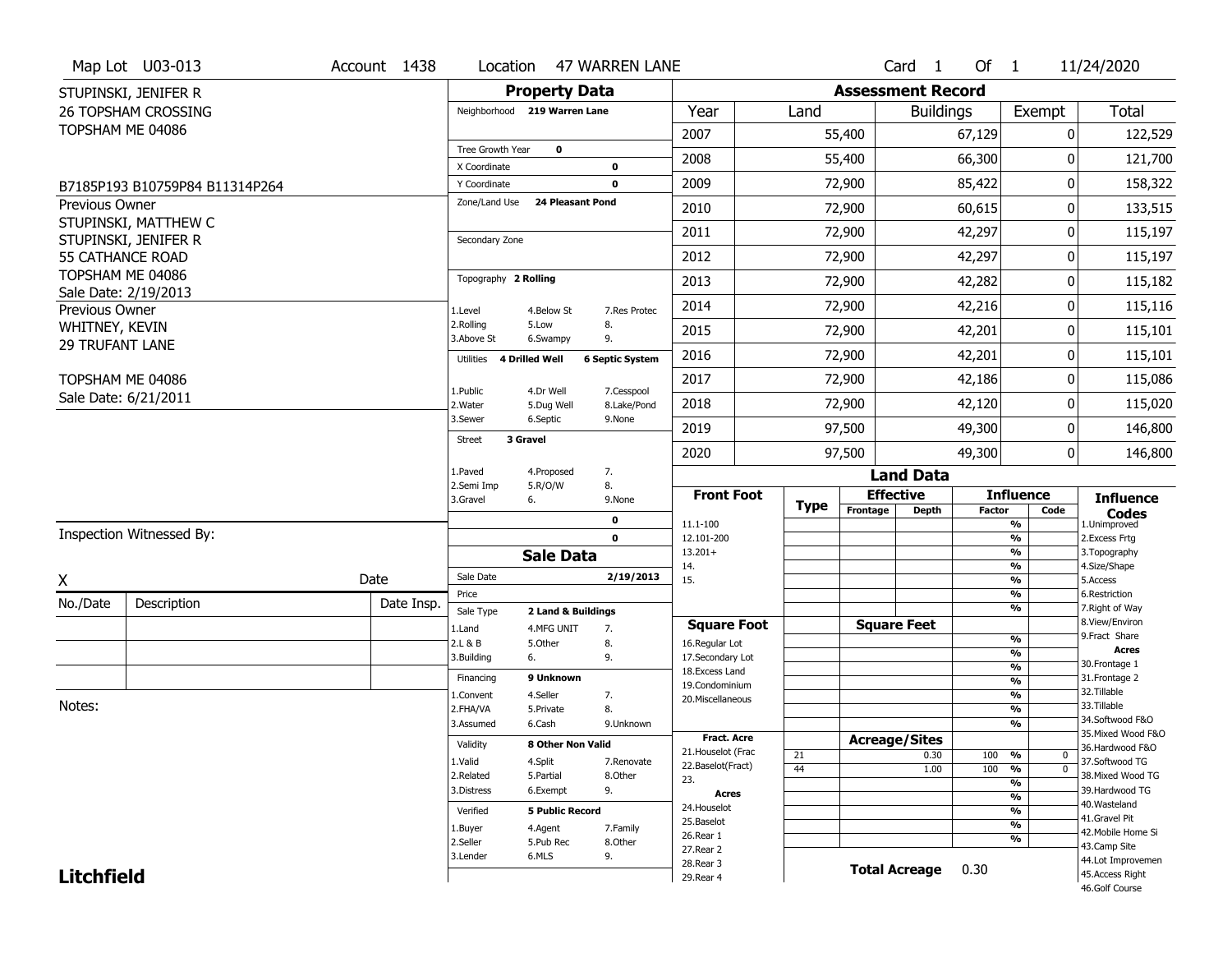Map Lot U03-013 | Account 1438 | Location 47 WARREN LANE | Card 1 Of 1 | 11/24/2020

STUPINSKI, JENIFER R
26 TOPSHAM CROSSING
TOPSHAM ME 04086

B7185P193 B10759P84 B11314P264

Previous Owner
STUPINSKI, MATTHEW C
STUPINSKI, JENIFER R
55 CATHANCE ROAD
TOPSHAM ME 04086
Sale Date: 2/19/2013

Previous Owner
WHITNEY, KEVIN
29 TRUFANT LANE
TOPSHAM ME 04086
Sale Date: 6/21/2011

Inspection Witnessed By:

X ____________________ Date

| No./Date | Description | Date Insp. |
|---|---|---|
| | | |
| | | |
| | | |

Notes:

## Property Data

Neighborhood: 219 Warren Lane

Tree Growth Year: 0
X Coordinate: 0
Y Coordinate: 0
Zone/Land Use: 24 Pleasant Pond
Secondary Zone:

Topography: 2 Rolling
1.Level 4.Below St 7.Res Protec
2.Rolling 5.Low 8.
3.Above St 6.Swampy 9.

Utilities: 4 Drilled Well, 6 Septic System
1.Public 4.Dr Well 7.Cesspool
2.Water 5.Dug Well 8.Lake/Pond
3.Sewer 6.Septic 9.None

Street: 3 Gravel
1.Paved 4.Proposed 7.
2.Semi Imp 5.R/O/W 8.
3.Gravel 6. 9.None

0
0

## Sale Data

Sale Date: 2/19/2013
Price:
Sale Type: 2 Land & Buildings
1.Land 4.MFG UNIT 7.
2.L & B 5.Other 8.
3.Building 6. 9.

Financing: 9 Unknown
1.Convent 4.Seller 7.
2.FHA/VA 5.Private 8.
3.Assumed 6.Cash 9.Unknown

Validity: 8 Other Non Valid
1.Valid 4.Split 7.Renovate
2.Related 5.Partial 8.Other
3.Distress 6.Exempt 9.

Verified: 5 Public Record
1.Buyer 4.Agent 7.Family
2.Seller 5.Pub Rec 8.Other
3.Lender 6.MLS 9.

## Assessment Record

| Year | Land | Buildings | Exempt | Total |
|---|---|---|---|---|
| 2007 | 55,400 | 67,129 | 0 | 122,529 |
| 2008 | 55,400 | 66,300 | 0 | 121,700 |
| 2009 | 72,900 | 85,422 | 0 | 158,322 |
| 2010 | 72,900 | 60,615 | 0 | 133,515 |
| 2011 | 72,900 | 42,297 | 0 | 115,197 |
| 2012 | 72,900 | 42,297 | 0 | 115,197 |
| 2013 | 72,900 | 42,282 | 0 | 115,182 |
| 2014 | 72,900 | 42,216 | 0 | 115,116 |
| 2015 | 72,900 | 42,201 | 0 | 115,101 |
| 2016 | 72,900 | 42,201 | 0 | 115,101 |
| 2017 | 72,900 | 42,186 | 0 | 115,086 |
| 2018 | 72,900 | 42,120 | 0 | 115,020 |
| 2019 | 97,500 | 49,300 | 0 | 146,800 |
| 2020 | 97,500 | 49,300 | 0 | 146,800 |

## Land Data

| Type | Effective Frontage | Effective Depth | Influence Factor | Influence Code |
|---|---|---|---|---|
| 21 | | 0.30 | 100 % | 0 |
| 44 | | 1.00 | 100 % | 0 |

Front Foot: 11.1-100, 12.101-200, 13.201+, 14., 15.
Square Foot: 16.Regular Lot, 17.Secondary Lot, 18.Excess Land, 19.Condominium, 20.Miscellaneous
Fract. Acre: 21.Houselot (Frac, 22.Baselot(Fract), 23.
Acres: 24.Houselot, 25.Baselot, 26.Rear 1, 27.Rear 2, 28.Rear 3, 29.Rear 4

**Total Acreage** 0.30

Influence Codes: 1.Unimproved, 2.Excess Frtg, 3.Topography, 4.Size/Shape, 5.Access, 6.Restriction, 7.Right of Way, 8.View/Environ, 9.Fract Share

Acres: 30.Frontage 1, 31.Frontage 2, 32.Tillable, 33.Tillable, 34.Softwood F&O, 35.Mixed Wood F&O, 36.Hardwood F&O, 37.Softwood TG, 38.Mixed Wood TG, 39.Hardwood TG, 40.Wasteland, 41.Gravel Pit, 42.Mobile Home Si, 43.Camp Site, 44.Lot Improvemen, 45.Access Right, 46.Golf Course

**Litchfield**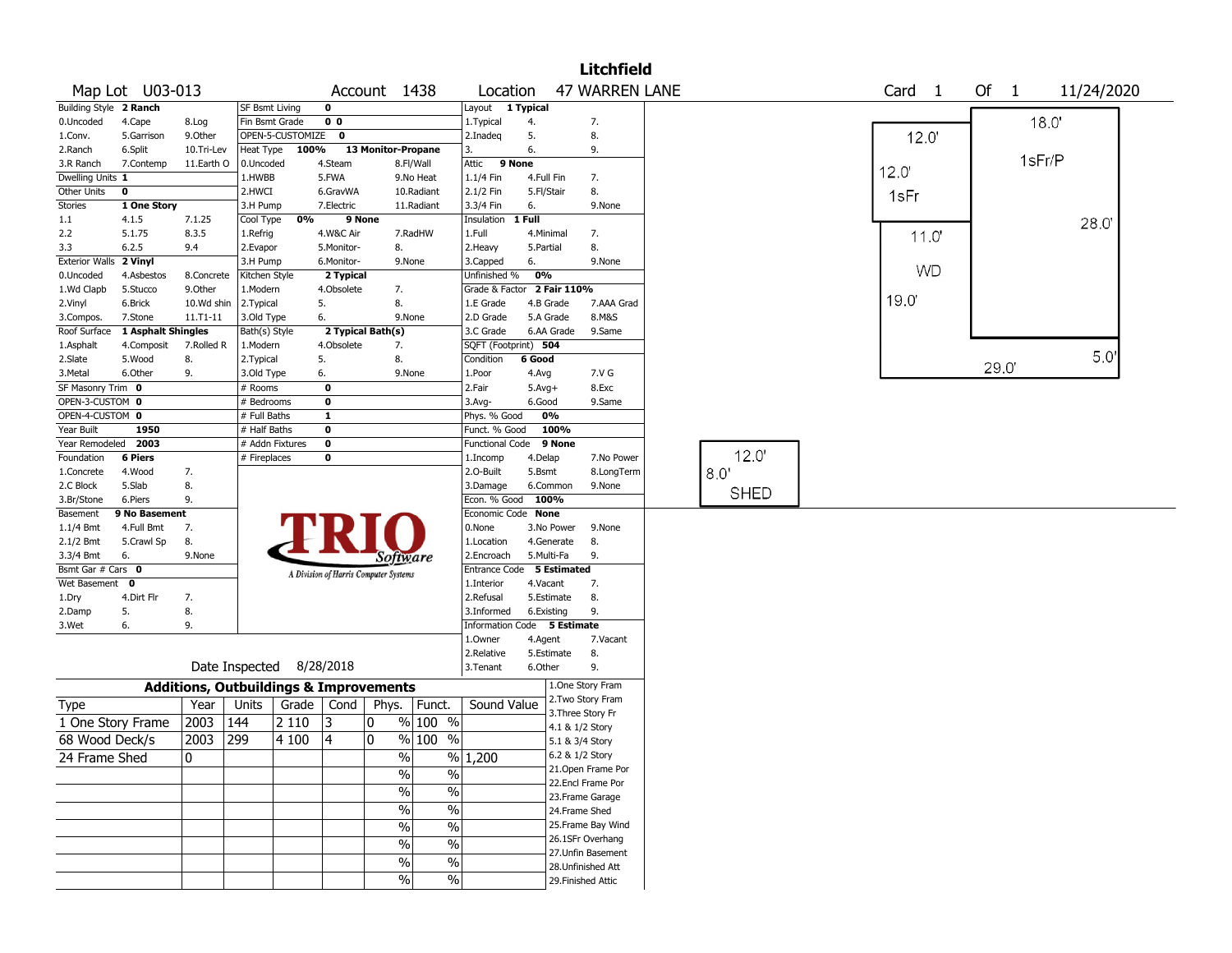# Litchfield

**Map Lot** U03-013 **Account** 1438 **Location** 47 WARREN LANE **Card** 1 **Of** 1 11/24/2020

| Building Style | 2 Ranch | | SF Bsmt Living | 0 | | Layout | 1 Typical | |
|---|---|---|---|---|---|---|---|---|
| 0.Uncoded | 4.Cape | 8.Log | Fin Bsmt Grade | 0 0 | | 1.Typical | 4. | 7. |
| 1.Conv. | 5.Garrison | 9.Other | OPEN-5-CUSTOMIZE | 0 | | 2.Inadeq | 5. | 8. |
| 2.Ranch | 6.Split | 10.Tri-Lev | Heat Type | 100% | 13 Monitor-Propane | 3. | 6. | 9. |
| 3.R Ranch | 7.Contemp | 11.Earth O | 0.Uncoded | 4.Steam | 8.Fl/Wall | Attic | 9 None | |
| Dwelling Units | 1 | | 1.HWBB | 5.FWA | 9.No Heat | 1.1/4 Fin | 4.Full Fin | 7. |
| Other Units | 0 | | 2.HWCI | 6.GravWA | 10.Radiant | 2.1/2 Fin | 5.Fl/Stair | 8. |
| Stories | 1 One Story | | 3.H Pump | 7.Electric | 11.Radiant | 3.3/4 Fin | 6. | 9.None |
| 1.1 | 4.1.5 | 7.1.25 | Cool Type | 0% | 9 None | Insulation | 1 Full | |
| 2.2 | 5.1.75 | 8.3.5 | 1.Refrig | 4.W&C Air | 7.RadHW | 1.Full | 4.Minimal | 7. |
| 3.3 | 6.2.5 | 9.4 | 2.Evapor | 5.Monitor- | 8. | 2.Heavy | 5.Partial | 8. |
| Exterior Walls | 2 Vinyl | | 3.H Pump | 6.Monitor- | 9.None | 3.Capped | 6. | 9.None |
| 0.Uncoded | 4.Asbestos | 8.Concrete | Kitchen Style | 2 Typical | | Unfinished % | 0% | |
| 1.Wd Clapb | 5.Stucco | 9.Other | 1.Modern | 4.Obsolete | 7. | Grade & Factor | 2 Fair 110% | |
| 2.Vinyl | 6.Brick | 10.Wd shin | 2.Typical | 5. | 8. | 1.E Grade | 4.B Grade | 7.AAA Grad |
| 3.Compos. | 7.Stone | 11.T1-11 | 3.Old Type | 6. | 9.None | 2.D Grade | 5.A Grade | 8.M&S |
| Roof Surface | 1 Asphalt Shingles | | Bath(s) Style | 2 Typical Bath(s) | | 3.C Grade | 6.AA Grade | 9.Same |
| 1.Asphalt | 4.Composit | 7.Rolled R | 1.Modern | 4.Obsolete | 7. | SQFT (Footprint) | 504 | |
| 2.Slate | 5.Wood | 8. | 2.Typical | 5. | 8. | Condition | 6 Good | |
| 3.Metal | 6.Other | 9. | 3.Old Type | 6. | 9.None | 1.Poor | 4.Avg | 7.V G |
| SF Masonry Trim | 0 | | # Rooms | 0 | | 2.Fair | 5.Avg+ | 8.Exc |
| OPEN-3-CUSTOM | 0 | | # Bedrooms | 0 | | 3.Avg- | 6.Good | 9.Same |
| OPEN-4-CUSTOM | 0 | | # Full Baths | 1 | | Phys. % Good | 0% | |
| Year Built | 1950 | | # Half Baths | 0 | | Funct. % Good | 100% | |
| Year Remodeled | 2003 | | # Addn Fixtures | 0 | | Functional Code | 9 None | |
| Foundation | 6 Piers | | # Fireplaces | 0 | | 1.Incomp | 4.Delap | 7.No Power |
| 1.Concrete | 4.Wood | 7. | | | | 2.O-Built | 5.Bsmt | 8.LongTerm |
| 2.C Block | 5.Slab | 8. | | | | 3.Damage | 6.Common | 9.None |
| 3.Br/Stone | 6.Piers | 9. | | | | Econ. % Good | 100% | |
| Basement | 9 No Basement | | | | | Economic Code | None | |
| 1.1/4 Bmt | 4.Full Bmt | 7. | | | | 0.None | 3.No Power | 9.None |
| 2.1/2 Bmt | 5.Crawl Sp | 8. | | | | 1.Location | 4.Generate | 8. |
| 3.3/4 Bmt | 6. | 9.None | | | | 2.Encroach | 5.Multi-Fa | 9. |
| Bsmt Gar # Cars | 0 | | | | | Entrance Code | 5 Estimated | |
| Wet Basement | 0 | | | | | 1.Interior | 4.Vacant | 7. |
| 1.Dry | 4.Dirt Flr | 7. | | | | 2.Refusal | 5.Estimate | 8. |
| 2.Damp | 5. | 8. | | | | 3.Informed | 6.Existing | 9. |
| 3.Wet | 6. | 9. | | | | Information Code | 5 Estimate | |
| | | | | | | 1.Owner | 4.Agent | 7.Vacant |
| | | | | | | 2.Relative | 5.Estimate | 8. |
| | | | Date Inspected | 8/28/2018 | | 3.Tenant | 6.Other | 9. |

TRIO Software — A Division of Harris Computer Systems

## Additions, Outbuildings & Improvements

| Type | Year | Units | Grade | Cond | Phys. | Funct. | Sound Value |
|---|---|---|---|---|---|---|---|
| 1 One Story Frame | 2003 | 144 | 2 110 | 3 | 0 % | 100 % | |
| 68 Wood Deck/s | 2003 | 299 | 4 100 | 4 | 0 % | 100 % | |
| 24 Frame Shed | 0 | | | | % | % | 1,200 |
| | | | | | % | % | |
| | | | | | % | % | |
| | | | | | % | % | |
| | | | | | % | % | |
| | | | | | % | % | |
| | | | | | % | % | |
| | | | | | % | % | |

1.One Story Fram
2.Two Story Fram
3.Three Story Fr
4.1 & 1/2 Story
5.1 & 3/4 Story
6.2 & 1/2 Story
21.Open Frame Por
22.Encl Frame Por
23.Frame Garage
24.Frame Shed
25.Frame Bay Wind
26.1SFr Overhang
27.Unfin Basement
28.Unfinished Att
29.Finished Attic

Sketch labels: 1sFr/P 18.0' x 28.0'; 1sFr 12.0' x 12.0'; WD 11.0' / 19.0' / 29.0' / 5.0'; SHED 12.0' x 8.0'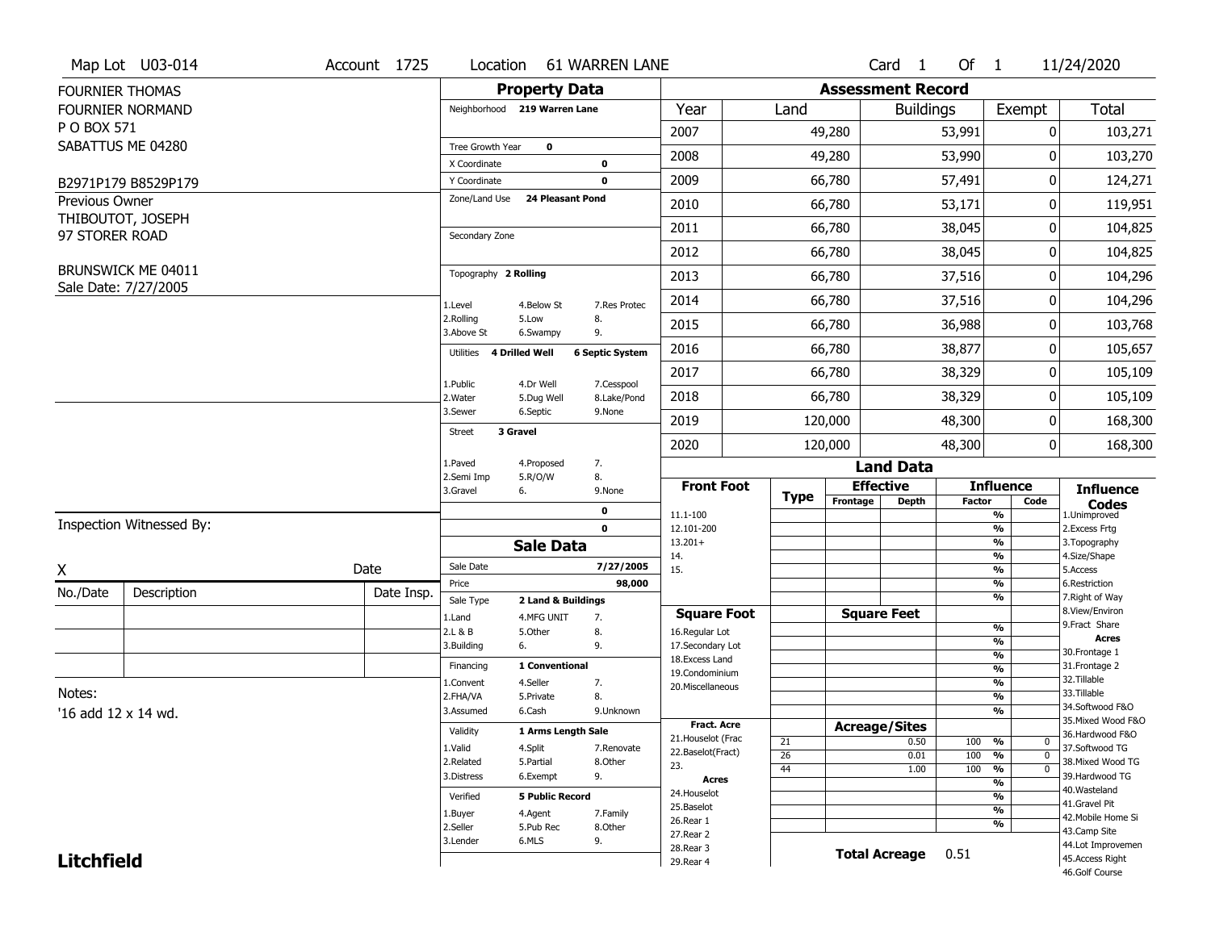Map Lot U03-014 | Account 1725 | Location 61 WARREN LANE | Card 1 Of 1 | 11/24/2020

FOURNIER THOMAS
FOURNIER NORMAND
P O BOX 571
SABATTUS ME 04280

B2971P179 B8529P179

Previous Owner
THIBOUTOT, JOSEPH
97 STORER ROAD

BRUNSWICK ME 04011
Sale Date: 7/27/2005

## Property Data

Neighborhood: 219 Warren Lane

Tree Growth Year: 0
X Coordinate: 0
Y Coordinate: 0
Zone/Land Use: 24 Pleasant Pond

Secondary Zone

Topography: 2 Rolling

1.Level 4.Below St 7.Res Protec
2.Rolling 5.Low 8.
3.Above St 6.Swampy 9.

Utilities: 4 Drilled Well, 6 Septic System

1.Public 4.Dr Well 7.Cesspool
2.Water 5.Dug Well 8.Lake/Pond
3.Sewer 6.Septic 9.None

Street: 3 Gravel

1.Paved 4.Proposed 7.
2.Semi Imp 5.R/O/W 8.
3.Gravel 6. 9.None

0
0

## Assessment Record

| Year | Land | Buildings | Exempt | Total |
|---|---|---|---|---|
| 2007 | 49,280 | 53,991 | 0 | 103,271 |
| 2008 | 49,280 | 53,990 | 0 | 103,270 |
| 2009 | 66,780 | 57,491 | 0 | 124,271 |
| 2010 | 66,780 | 53,171 | 0 | 119,951 |
| 2011 | 66,780 | 38,045 | 0 | 104,825 |
| 2012 | 66,780 | 38,045 | 0 | 104,825 |
| 2013 | 66,780 | 37,516 | 0 | 104,296 |
| 2014 | 66,780 | 37,516 | 0 | 104,296 |
| 2015 | 66,780 | 36,988 | 0 | 103,768 |
| 2016 | 66,780 | 38,877 | 0 | 105,657 |
| 2017 | 66,780 | 38,329 | 0 | 105,109 |
| 2018 | 66,780 | 38,329 | 0 | 105,109 |
| 2019 | 120,000 | 48,300 | 0 | 168,300 |
| 2020 | 120,000 | 48,300 | 0 | 168,300 |

Inspection Witnessed By:

X ______ Date

| No./Date | Description | Date Insp. |
|---|---|---|
| | | |
| | | |
| | | |

Notes:
'16 add 12 x 14 wd.

## Sale Data

Sale Date: 7/27/2005
Price: 98,000
Sale Type: 2 Land & Buildings

1.Land 4.MFG UNIT 7.
2.L & B 5.Other 8.
3.Building 6. 9.

Financing: 1 Conventional

1.Convent 4.Seller 7.
2.FHA/VA 5.Private 8.
3.Assumed 6.Cash 9.Unknown

Validity: 1 Arms Length Sale

1.Valid 4.Split 7.Renovate
2.Related 5.Partial 8.Other
3.Distress 6.Exempt 9.

Verified: 5 Public Record

1.Buyer 4.Agent 7.Family
2.Seller 5.Pub Rec 8.Other
3.Lender 6.MLS 9.

## Land Data

Front Foot: 11.1-100, 12.101-200, 13.201+, 14., 15.

Square Foot: 16.Regular Lot, 17.Secondary Lot, 18.Excess Land, 19.Condominium, 20.Miscellaneous

Fract. Acre: 21.Houselot (Frac, 22.Baselot(Fract), 23.

Acres: 24.Houselot, 25.Baselot, 26.Rear 1, 27.Rear 2, 28.Rear 3, 29.Rear 4

### Acreage/Sites

| Type | Acreage/Sites | Factor | Code |
|---|---|---|---|
| 21 | 0.50 | 100 % | 0 |
| 26 | 0.01 | 100 % | 0 |
| 44 | 1.00 | 100 % | 0 |

Total Acreage 0.51

### Influence Codes

1.Unimproved
2.Excess Frtg
3.Topography
4.Size/Shape
5.Access
6.Restriction
7.Right of Way
8.View/Environ
9.Fract Share

**Acres**
30.Frontage 1
31.Frontage 2
32.Tillable
33.Tillable
34.Softwood F&O
35.Mixed Wood F&O
36.Hardwood F&O
37.Softwood TG
38.Mixed Wood TG
39.Hardwood TG
40.Wasteland
41.Gravel Pit
42.Mobile Home Si
43.Camp Site
44.Lot Improvemen
45.Access Right
46.Golf Course

**Litchfield**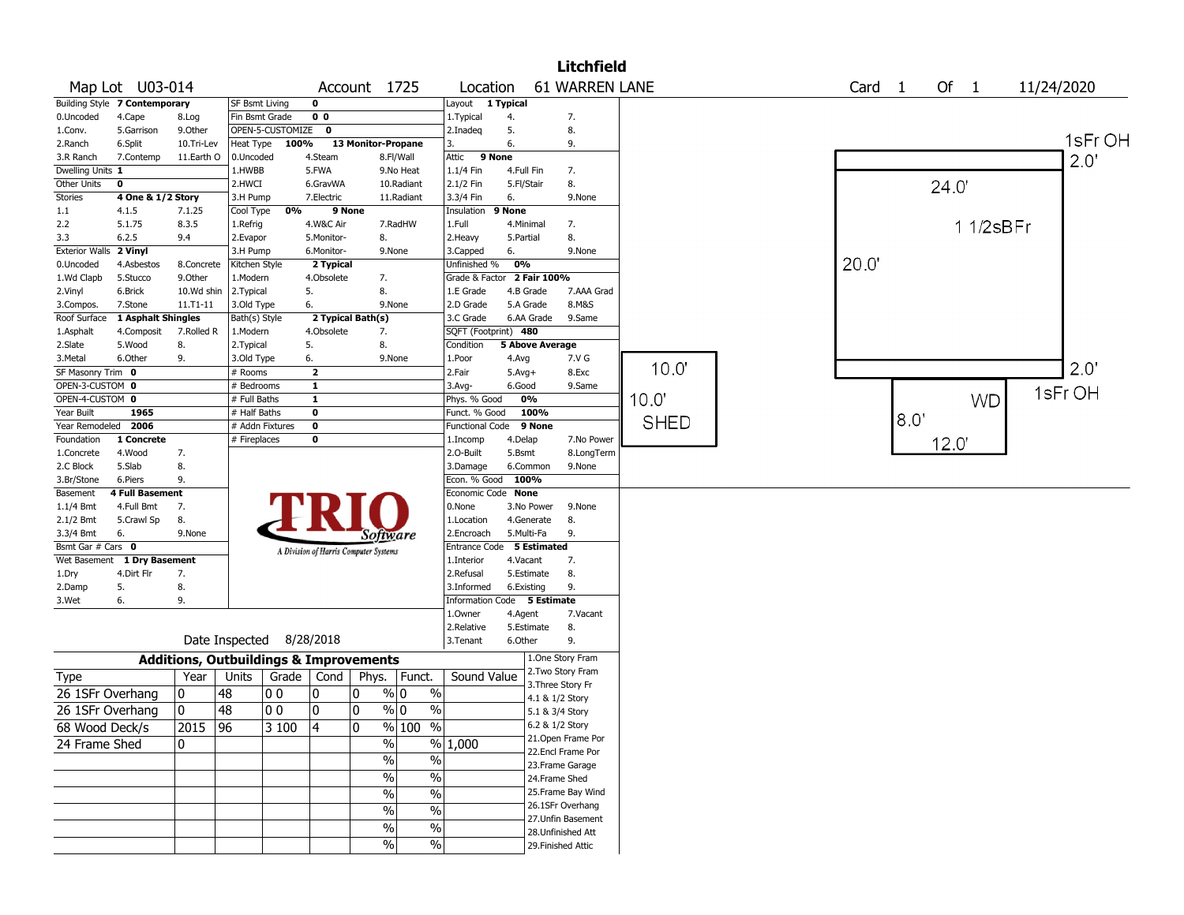# Litchfield

**Map Lot** U03-014 | **Account** 1725 | **Location** 61 WARREN LANE | **Card** 1 **Of** 1 | 11/24/2020

| Field | Value | Options |
|---|---|---|
| Building Style | 7 Contemporary | 0.Uncoded, 4.Cape, 8.Log, 1.Conv., 5.Garrison, 9.Other, 2.Ranch, 6.Split, 10.Tri-Lev, 3.R Ranch, 7.Contemp, 11.Earth O |
| Dwelling Units | 1 | |
| Other Units | 0 | |
| Stories | 4 One & 1/2 Story | 1.1, 4.1.5, 7.1.25, 2.2, 5.1.75, 8.3.5, 3.3, 6.2.5, 9.4 |
| Exterior Walls | 2 Vinyl | 0.Uncoded, 4.Asbestos, 8.Concrete, 1.Wd Clapb, 5.Stucco, 9.Other, 2.Vinyl, 6.Brick, 10.Wd shin, 3.Compos., 7.Stone, 11.T1-11 |
| Roof Surface | 1 Asphalt Shingles | 1.Asphalt, 4.Composit, 7.Rolled R, 2.Slate, 5.Wood, 8., 3.Metal, 6.Other, 9. |
| SF Masonry Trim | 0 | |
| OPEN-3-CUSTOM | 0 | |
| OPEN-4-CUSTOM | 0 | |
| Year Built | 1965 | |
| Year Remodeled | 2006 | |
| Foundation | 1 Concrete | 1.Concrete, 4.Wood, 7., 2.C Block, 5.Slab, 8., 3.Br/Stone, 6.Piers, 9. |
| Basement | 4 Full Basement | 1.1/4 Bmt, 4.Full Bmt, 7., 2.1/2 Bmt, 5.Crawl Sp, 8., 3.3/4 Bmt, 6., 9.None |
| Bsmt Gar # Cars | 0 | |
| Wet Basement | 1 Dry Basement | 1.Dry, 4.Dirt Flr, 7., 2.Damp, 5., 8., 3.Wet, 6., 9. |

| Field | Value | Options |
|---|---|---|
| SF Bsmt Living | 0 | |
| Fin Bsmt Grade | 0 0 | |
| OPEN-5-CUSTOMIZE | 0 | |
| Heat Type | 100% 13 Monitor-Propane | 0.Uncoded, 4.Steam, 8.Fl/Wall, 1.HWBB, 5.FWA, 9.No Heat, 2.HWCI, 6.GravWA, 10.Radiant, 3.H Pump, 7.Electric, 11.Radiant |
| Cool Type | 0% 9 None | 1.Refrig, 4.W&C Air, 7.RadHW, 2.Evapor, 5.Monitor-, 8., 3.H Pump, 6.Monitor-, 9.None |
| Kitchen Style | 2 Typical | 1.Modern, 4.Obsolete, 7., 2.Typical, 5., 8., 3.Old Type, 6., 9.None |
| Bath(s) Style | 2 Typical Bath(s) | 1.Modern, 4.Obsolete, 7., 2.Typical, 5., 8., 3.Old Type, 6., 9.None |
| # Rooms | 2 | |
| # Bedrooms | 1 | |
| # Full Baths | 1 | |
| # Half Baths | 0 | |
| # Addn Fixtures | 0 | |
| # Fireplaces | 0 | |

| Field | Value | Options |
|---|---|---|
| Layout | 1 Typical | 1.Typical, 4., 7., 2.Inadeq, 5., 8., 3., 6., 9. |
| Attic | 9 None | 1.1/4 Fin, 4.Full Fin, 7., 2.1/2 Fin, 5.Fl/Stair, 8., 3.3/4 Fin, 6., 9.None |
| Insulation | 9 None | 1.Full, 4.Minimal, 7., 2.Heavy, 5.Partial, 8., 3.Capped, 6., 9.None |
| Unfinished % | 0% | |
| Grade & Factor | 2 Fair 100% | 1.E Grade, 4.B Grade, 7.AAA Grad, 2.D Grade, 5.A Grade, 8.M&S, 3.C Grade, 6.AA Grade, 9.Same |
| SQFT (Footprint) | 480 | |
| Condition | 5 Above Average | 1.Poor, 4.Avg, 7.V G, 2.Fair, 5.Avg+, 8.Exc, 3.Avg-, 6.Good, 9.Same |
| Phys. % Good | 0% | |
| Funct. % Good | 100% | |
| Functional Code | 9 None | 1.Incomp, 4.Delap, 7.No Power, 2.O-Built, 5.Bsmt, 8.LongTerm, 3.Damage, 6.Common, 9.None |
| Econ. % Good | 100% | |
| Economic Code | None | 0.None, 3.No Power, 9.None, 1.Location, 4.Generate, 8., 2.Encroach, 5.Multi-Fa, 9. |
| Entrance Code | 5 Estimated | 1.Interior, 4.Vacant, 7., 2.Refusal, 5.Estimate, 8., 3.Informed, 6.Existing, 9. |
| Information Code | 5 Estimate | 1.Owner, 4.Agent, 7.Vacant, 2.Relative, 5.Estimate, 8., 3.Tenant, 6.Other, 9. |

Date Inspected 8/28/2018

## Additions, Outbuildings & Improvements

| Type | Year | Units | Grade | Cond | Phys. | Funct. | Sound Value |
|---|---|---|---|---|---|---|---|
| 26 1SFr Overhang | 0 | 48 | 0 0 | 0 | 0 % | 0 % | |
| 26 1SFr Overhang | 0 | 48 | 0 0 | 0 | 0 % | 0 % | |
| 68 Wood Deck/s | 2015 | 96 | 3 100 | 4 | 0 % | 100 % | |
| 24 Frame Shed | 0 | | | | % | % | 1,000 |
| | | | | | % | % | |
| | | | | | % | % | |
| | | | | | % | % | |
| | | | | | % | % | |
| | | | | | % | % | |
| | | | | | % | % | |

1.One Story Fram, 2.Two Story Fram, 3.Three Story Fr, 4.1 & 1/2 Story, 5.1 & 3/4 Story, 6.2 & 1/2 Story, 21.Open Frame Por, 22.Encl Frame Por, 23.Frame Garage, 24.Frame Shed, 25.Frame Bay Wind, 26.1SFr Overhang, 27.Unfin Basement, 28.Unfinished Att, 29.Finished Attic

Sketch labels: 1sFr OH 2.0'; 24.0'; 1 1/2sBFr; 20.0'; 2.0' 1sFr OH; WD 8.0' 12.0'; SHED 10.0' 10.0'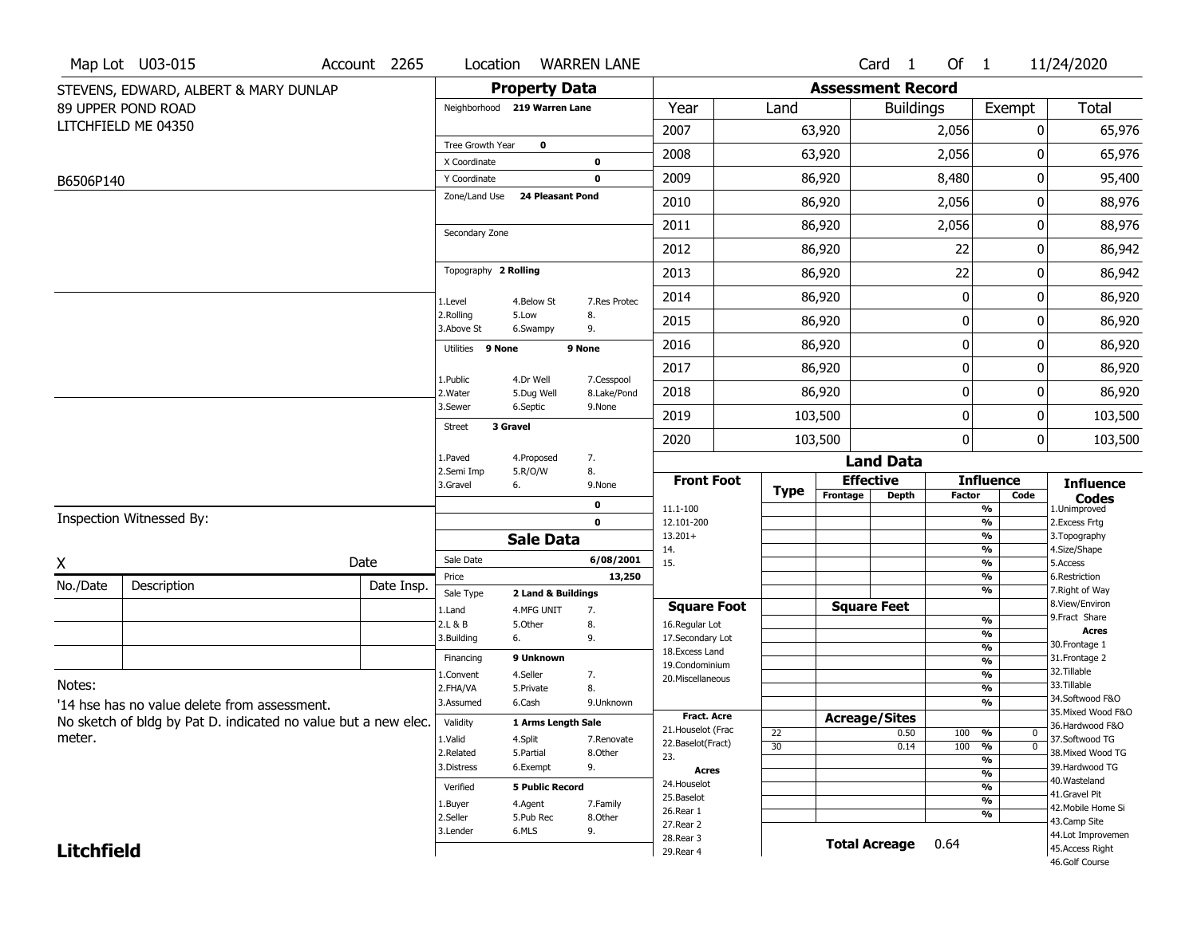Map Lot U03-015 | Account 2265 | Location WARREN LANE | Card 1 Of 1 | 11/24/2020

STEVENS, EDWARD, ALBERT & MARY DUNLAP
89 UPPER POND ROAD
LITCHFIELD ME 04350

B6506P140

## Property Data

| | | |
|---|---|---|
| Neighborhood | 219 Warren Lane | |
| Tree Growth Year | 0 | |
| X Coordinate | | 0 |
| Y Coordinate | | 0 |
| Zone/Land Use | 24 Pleasant Pond | |
| Secondary Zone | | |
| Topography | 2 Rolling | |
| 1.Level | 4.Below St | 7.Res Protec |
| 2.Rolling | 5.Low | 8. |
| 3.Above St | 6.Swampy | 9. |
| Utilities | 9 None | 9 None |
| 1.Public | 4.Dr Well | 7.Cesspool |
| 2.Water | 5.Dug Well | 8.Lake/Pond |
| 3.Sewer | 6.Septic | 9.None |
| Street | 3 Gravel | |
| 1.Paved | 4.Proposed | 7. |
| 2.Semi Imp | 5.R/O/W | 8. |
| 3.Gravel | 6. | 9.None |
| | | 0 |
| | | 0 |

## Sale Data

| | | |
|---|---|---|
| Sale Date | | 6/08/2001 |
| Price | | 13,250 |
| Sale Type | 2 Land & Buildings | |
| 1.Land | 4.MFG UNIT | 7. |
| 2.L & B | 5.Other | 8. |
| 3.Building | 6. | 9. |
| Financing | 9 Unknown | |
| 1.Convent | 4.Seller | 7. |
| 2.FHA/VA | 5.Private | 8. |
| 3.Assumed | 6.Cash | 9.Unknown |
| Validity | 1 Arms Length Sale | |
| 1.Valid | 4.Split | 7.Renovate |
| 2.Related | 5.Partial | 8.Other |
| 3.Distress | 6.Exempt | 9. |
| Verified | 5 Public Record | |
| 1.Buyer | 4.Agent | 7.Family |
| 2.Seller | 5.Pub Rec | 8.Other |
| 3.Lender | 6.MLS | 9. |

## Assessment Record

| Year | Land | Buildings | Exempt | Total |
|---|---|---|---|---|
| 2007 | 63,920 | 2,056 | 0 | 65,976 |
| 2008 | 63,920 | 2,056 | 0 | 65,976 |
| 2009 | 86,920 | 8,480 | 0 | 95,400 |
| 2010 | 86,920 | 2,056 | 0 | 88,976 |
| 2011 | 86,920 | 2,056 | 0 | 88,976 |
| 2012 | 86,920 | 22 | 0 | 86,942 |
| 2013 | 86,920 | 22 | 0 | 86,942 |
| 2014 | 86,920 | 0 | 0 | 86,920 |
| 2015 | 86,920 | 0 | 0 | 86,920 |
| 2016 | 86,920 | 0 | 0 | 86,920 |
| 2017 | 86,920 | 0 | 0 | 86,920 |
| 2018 | 86,920 | 0 | 0 | 86,920 |
| 2019 | 103,500 | 0 | 0 | 103,500 |
| 2020 | 103,500 | 0 | 0 | 103,500 |

## Land Data

| Front Foot | Type | Effective Frontage | Effective Depth | Influence Factor | Influence Code |
|---|---|---|---|---|---|
| 11.1-100 | | | | % | |
| 12.101-200 | | | | % | |
| 13.201+ | | | | % | |
| 14. | | | | % | |
| 15. | | | | % | |
| | | | | % | |
| | | | | % | |
| **Square Foot** | | **Square Feet** | | | |
| 16.Regular Lot | | | | % | |
| 17.Secondary Lot | | | | % | |
| 18.Excess Land | | | | % | |
| 19.Condominium | | | | % | |
| 20.Miscellaneous | | | | % | |
| | | | | % | |
| | | | | % | |
| **Fract. Acre** | | **Acreage/Sites** | | | |
| 21.Houselot (Frac | 22 | | 0.50 | 100 % | 0 |
| 22.Baselot(Fract) | 30 | | 0.14 | 100 % | 0 |
| 23. | | | | % | |
| **Acres** | | | | % | |
| 24.Houselot | | | | % | |
| 25.Baselot | | | | % | |
| 26.Rear 1 | | | | % | |
| 27.Rear 2 | | | | | |
| 28.Rear 3 | | | | | |
| 29.Rear 4 | | | | | |

**Total Acreage** 0.64

**Influence Codes**
1.Unimproved
2.Excess Frtg
3.Topography
4.Size/Shape
5.Access
6.Restriction
7.Right of Way
8.View/Environ
9.Fract Share
**Acres**
30.Frontage 1
31.Frontage 2
32.Tillable
33.Tillable
34.Softwood F&O
35.Mixed Wood F&O
36.Hardwood F&O
37.Softwood TG
38.Mixed Wood TG
39.Hardwood TG
40.Wasteland
41.Gravel Pit
42.Mobile Home Si
43.Camp Site
44.Lot Improvemen
45.Access Right
46.Golf Course

Inspection Witnessed By:

X _______________ Date

| No./Date | Description | Date Insp. |
|---|---|---|
| | | |
| | | |
| | | |

Notes:
'14 hse has no value delete from assessment.
No sketch of bldg by Pat D. indicated no value but a new elec. meter.

**Litchfield**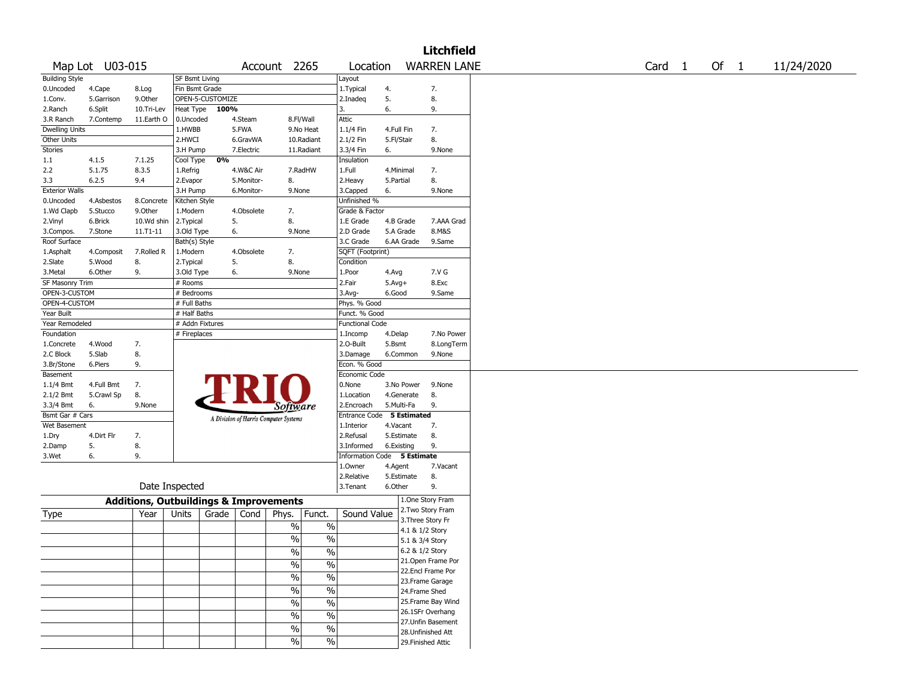# Litchfield

Map Lot U03-015 | Account 2265 | Location WARREN LANE | Card 1 Of 1 | 11/24/2020

| Building Style | | | SF Bsmt Living | | | Layout | | |
|---|---|---|---|---|---|---|---|---|
| 0.Uncoded | 4.Cape | 8.Log | Fin Bsmt Grade | | | 1.Typical | 4. | 7. |
| 1.Conv. | 5.Garrison | 9.Other | OPEN-5-CUSTOMIZE | | | 2.Inadeq | 5. | 8. |
| 2.Ranch | 6.Split | 10.Tri-Lev | Heat Type 100% | | | 3. | 6. | 9. |
| 3.R Ranch | 7.Contemp | 11.Earth O | 0.Uncoded | 4.Steam | 8.Fl/Wall | Attic | | |
| Dwelling Units | | | 1.HWBB | 5.FWA | 9.No Heat | 1.1/4 Fin | 4.Full Fin | 7. |
| Other Units | | | 2.HWCI | 6.GravWA | 10.Radiant | 2.1/2 Fin | 5.Fl/Stair | 8. |
| Stories | | | 3.H Pump | 7.Electric | 11.Radiant | 3.3/4 Fin | 6. | 9.None |
| 1.1 | 4.1.5 | 7.1.25 | Cool Type 0% | | | Insulation | | |
| 2.2 | 5.1.75 | 8.3.5 | 1.Refrig | 4.W&C Air | 7.RadHW | 1.Full | 4.Minimal | 7. |
| 3.3 | 6.2.5 | 9.4 | 2.Evapor | 5.Monitor- | 8. | 2.Heavy | 5.Partial | 8. |
| Exterior Walls | | | 3.H Pump | 6.Monitor- | 9.None | 3.Capped | 6. | 9.None |
| 0.Uncoded | 4.Asbestos | 8.Concrete | Kitchen Style | | | Unfinished % | | |
| 1.Wd Clapb | 5.Stucco | 9.Other | 1.Modern | 4.Obsolete | 7. | Grade & Factor | | |
| 2.Vinyl | 6.Brick | 10.Wd shin | 2.Typical | 5. | 8. | 1.E Grade | 4.B Grade | 7.AAA Grad |
| 3.Compos. | 7.Stone | 11.T1-11 | 3.Old Type | 6. | 9.None | 2.D Grade | 5.A Grade | 8.M&S |
| Roof Surface | | | Bath(s) Style | | | 3.C Grade | 6.AA Grade | 9.Same |
| 1.Asphalt | 4.Composit | 7.Rolled R | 1.Modern | 4.Obsolete | 7. | SQFT (Footprint) | | |
| 2.Slate | 5.Wood | 8. | 2.Typical | 5. | 8. | Condition | | |
| 3.Metal | 6.Other | 9. | 3.Old Type | 6. | 9.None | 1.Poor | 4.Avg | 7.V G |
| SF Masonry Trim | | | # Rooms | | | 2.Fair | 5.Avg+ | 8.Exc |
| OPEN-3-CUSTOM | | | # Bedrooms | | | 3.Avg- | 6.Good | 9.Same |
| OPEN-4-CUSTOM | | | # Full Baths | | | Phys. % Good | | |
| Year Built | | | # Half Baths | | | Funct. % Good | | |
| Year Remodeled | | | # Addn Fixtures | | | Functional Code | | |
| Foundation | | | # Fireplaces | | | 1.Incomp | 4.Delap | 7.No Power |
| 1.Concrete | 4.Wood | 7. | | | | 2.O-Built | 5.Bsmt | 8.LongTerm |
| 2.C Block | 5.Slab | 8. | | | | 3.Damage | 6.Common | 9.None |
| 3.Br/Stone | 6.Piers | 9. | | | | Econ. % Good | | |
| Basement | | | | | | Economic Code | | |
| 1.1/4 Bmt | 4.Full Bmt | 7. | | | | 0.None | 3.No Power | 9.None |
| 2.1/2 Bmt | 5.Crawl Sp | 8. | | | | 1.Location | 4.Generate | 8. |
| 3.3/4 Bmt | 6. | 9.None | | | | 2.Encroach | 5.Multi-Fa | 9. |
| Bsmt Gar # Cars | | | | | | Entrance Code 5 Estimated | | |
| Wet Basement | | | | | | 1.Interior | 4.Vacant | 7. |
| 1.Dry | 4.Dirt Flr | 7. | | | | 2.Refusal | 5.Estimate | 8. |
| 2.Damp | 5. | 8. | | | | 3.Informed | 6.Existing | 9. |
| 3.Wet | 6. | 9. | | | | Information Code 5 Estimate | | |
| | | | | | | 1.Owner | 4.Agent | 7.Vacant |
| | | | | | | 2.Relative | 5.Estimate | 8. |
| Date Inspected | | | | | | 3.Tenant | 6.Other | 9. |

TRIO Software — A Division of Harris Computer Systems

## Additions, Outbuildings & Improvements

| Type | Year | Units | Grade | Cond | Phys. | Funct. | Sound Value |
|---|---|---|---|---|---|---|---|
| | | | | | % | % | |
| | | | | | % | % | |
| | | | | | % | % | |
| | | | | | % | % | |
| | | | | | % | % | |
| | | | | | % | % | |
| | | | | | % | % | |
| | | | | | % | % | |
| | | | | | % | % | |
| | | | | | % | % | |

1.One Story Fram
2.Two Story Fram
3.Three Story Fr
4.1 & 1/2 Story
5.1 & 3/4 Story
6.2 & 1/2 Story
21.Open Frame Por
22.Encl Frame Por
23.Frame Garage
24.Frame Shed
25.Frame Bay Wind
26.1SFr Overhang
27.Unfin Basement
28.Unfinished Att
29.Finished Attic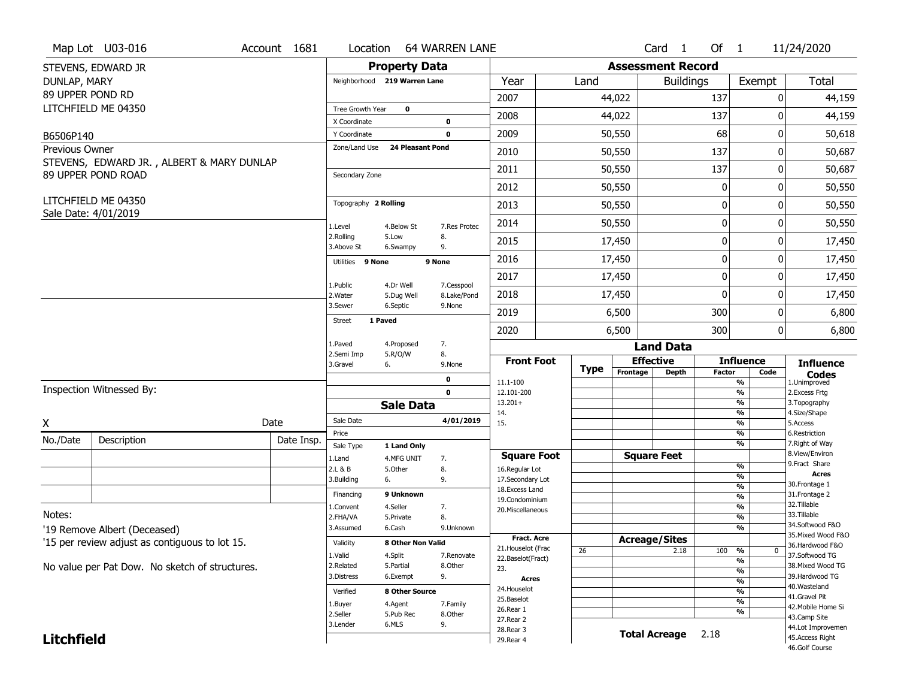Map Lot U03-016 | Account 1681 | Location 64 WARREN LANE | Card 1 Of 1 | 11/24/2020

STEVENS, EDWARD JR
DUNLAP, MARY
89 UPPER POND RD
LITCHFIELD ME 04350

B6506P140

Previous Owner
STEVENS, EDWARD JR. , ALBERT & MARY DUNLAP
89 UPPER POND ROAD

LITCHFIELD ME 04350
Sale Date: 4/01/2019

## Property Data

| Field | Value |
|---|---|
| Neighborhood | 219 Warren Lane |
| Tree Growth Year | 0 |
| X Coordinate | 0 |
| Y Coordinate | 0 |
| Zone/Land Use | 24 Pleasant Pond |
| Secondary Zone | |
| Topography | 2 Rolling |
| Utilities | 9 None / 9 None |
| Street | 1 Paved |

Topography codes: 1.Level, 2.Rolling, 3.Above St, 4.Below St, 5.Low, 6.Swampy, 7.Res Protec, 8., 9.

Utilities codes: 1.Public, 2.Water, 3.Sewer, 4.Dr Well, 5.Dug Well, 6.Septic, 7.Cesspool, 8.Lake/Pond, 9.None

Street codes: 1.Paved, 2.Semi Imp, 3.Gravel, 4.Proposed, 5.R/O/W, 6., 7., 8., 9.None

## Sale Data

| Field | Value |
|---|---|
| Sale Date | 4/01/2019 |
| Price | |
| Sale Type | 1 Land Only |
| Financing | 9 Unknown |
| Validity | 8 Other Non Valid |
| Verified | 8 Other Source |

Sale Type codes: 1.Land, 2.L & B, 3.Building, 4.MFG UNIT, 5.Other, 6., 7., 8., 9.

Financing codes: 1.Convent, 2.FHA/VA, 3.Assumed, 4.Seller, 5.Private, 6.Cash, 7., 8., 9.Unknown

Validity codes: 1.Valid, 2.Related, 3.Distress, 4.Split, 5.Partial, 6.Exempt, 7.Renovate, 8.Other, 9.

Verified codes: 1.Buyer, 2.Seller, 3.Lender, 4.Agent, 5.Pub Rec, 6.MLS, 7.Family, 8.Other, 9.

## Assessment Record

| Year | Land | Buildings | Exempt | Total |
|---|---|---|---|---|
| 2007 | 44,022 | 137 | 0 | 44,159 |
| 2008 | 44,022 | 137 | 0 | 44,159 |
| 2009 | 50,550 | 68 | 0 | 50,618 |
| 2010 | 50,550 | 137 | 0 | 50,687 |
| 2011 | 50,550 | 137 | 0 | 50,687 |
| 2012 | 50,550 | 0 | 0 | 50,550 |
| 2013 | 50,550 | 0 | 0 | 50,550 |
| 2014 | 50,550 | 0 | 0 | 50,550 |
| 2015 | 17,450 | 0 | 0 | 17,450 |
| 2016 | 17,450 | 0 | 0 | 17,450 |
| 2017 | 17,450 | 0 | 0 | 17,450 |
| 2018 | 17,450 | 0 | 0 | 17,450 |
| 2019 | 6,500 | 300 | 0 | 6,800 |
| 2020 | 6,500 | 300 | 0 | 6,800 |

## Land Data

| Type | Effective Frontage | Effective Depth | Influence Factor | Influence Code |
|---|---|---|---|---|
| 26 | | 2.18 | 100 % | 0 |

Front Foot: 11.1-100, 12.101-200, 13.201+, 14., 15.

Square Foot: 16.Regular Lot, 17.Secondary Lot, 18.Excess Land, 19.Condominium, 20.Miscellaneous

Fract. Acre: 21.Houselot (Frac, 22.Baselot(Fract), 23.

Acres: 24.Houselot, 25.Baselot, 26.Rear 1, 27.Rear 2, 28.Rear 3, 29.Rear 4

Total Acreage 2.18

Influence Codes: 1.Unimproved, 2.Excess Frtg, 3.Topography, 4.Size/Shape, 5.Access, 6.Restriction, 7.Right of Way, 8.View/Environ, 9.Fract Share

Acres: 30.Frontage 1, 31.Frontage 2, 32.Tillable, 33.Tillable, 34.Softwood F&O, 35.Mixed Wood F&O, 36.Hardwood F&O, 37.Softwood TG, 38.Mixed Wood TG, 39.Hardwood TG, 40.Wasteland, 41.Gravel Pit, 42.Mobile Home Si, 43.Camp Site, 44.Lot Improvemen, 45.Access Right, 46.Golf Course

Inspection Witnessed By:

X _______________ Date

| No./Date | Description | Date Insp. |
|---|---|---|
| | | |
| | | |
| | | |

Notes:
'19 Remove Albert (Deceased)
'15 per review adjust as contiguous to lot 15.

No value per Pat Dow. No sketch of structures.

**Litchfield**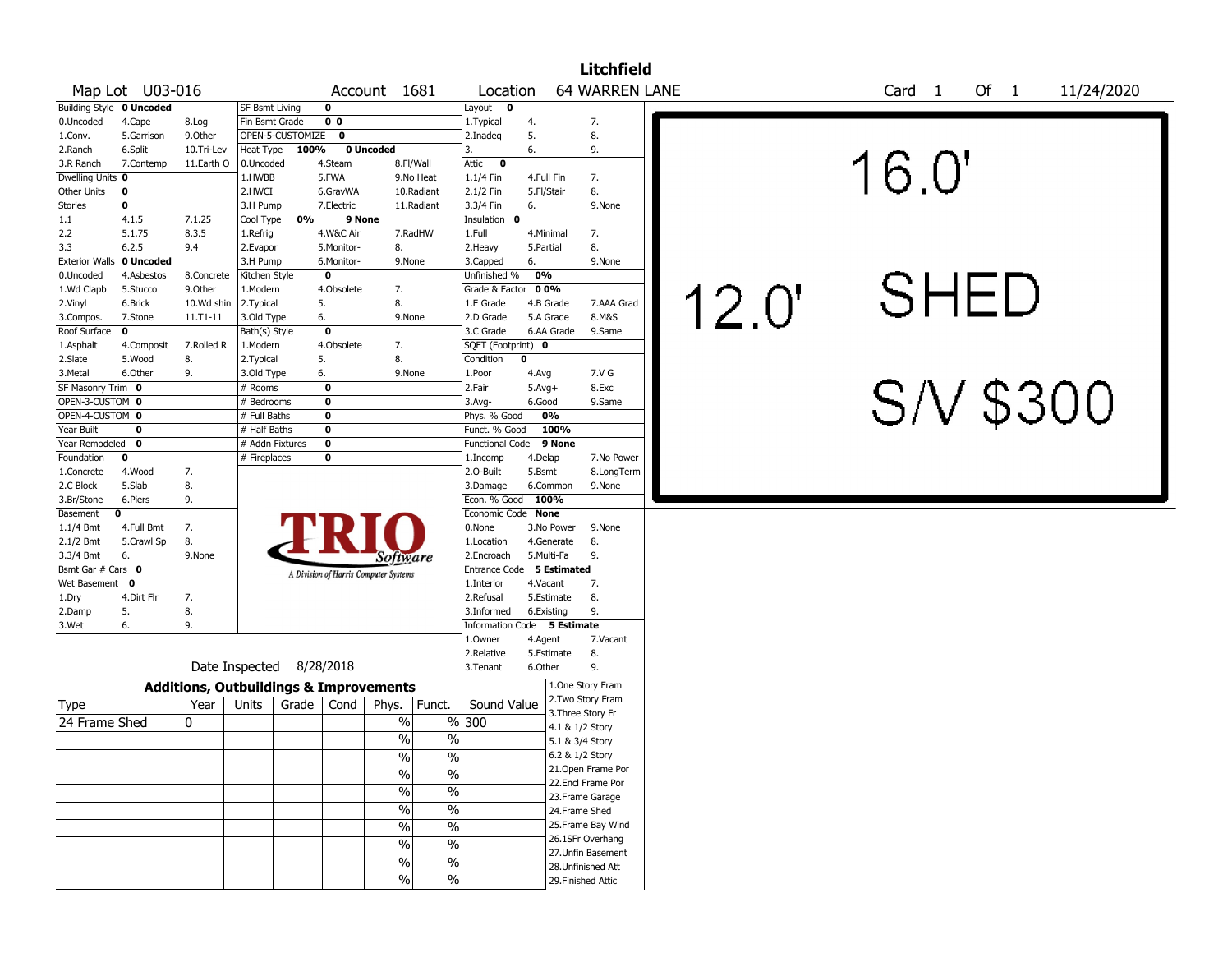# Litchfield

**Map Lot** U03-016 **Account** 1681 **Location** 64 WARREN LANE **Card** 1 **Of** 1 11/24/2020

| | | |
|---|---|---|
| Building Style **0 Uncoded** | | |
| 0.Uncoded | 4.Cape | 8.Log |
| 1.Conv. | 5.Garrison | 9.Other |
| 2.Ranch | 6.Split | 10.Tri-Lev |
| 3.R Ranch | 7.Contemp | 11.Earth O |
| Dwelling Units **0** | | |
| Other Units **0** | | |
| Stories **0** | | |
| 1.1 | 4.1.5 | 7.1.25 |
| 2.2 | 5.1.75 | 8.3.5 |
| 3.3 | 6.2.5 | 9.4 |
| Exterior Walls **0 Uncoded** | | |
| 0.Uncoded | 4.Asbestos | 8.Concrete |
| 1.Wd Clapb | 5.Stucco | 9.Other |
| 2.Vinyl | 6.Brick | 10.Wd shin |
| 3.Compos. | 7.Stone | 11.T1-11 |
| Roof Surface **0** | | |
| 1.Asphalt | 4.Composit | 7.Rolled R |
| 2.Slate | 5.Wood | 8. |
| 3.Metal | 6.Other | 9. |
| SF Masonry Trim **0** | | |
| OPEN-3-CUSTOM **0** | | |
| OPEN-4-CUSTOM **0** | | |
| Year Built **0** | | |
| Year Remodeled **0** | | |
| Foundation **0** | | |
| 1.Concrete | 4.Wood | 7. |
| 2.C Block | 5.Slab | 8. |
| 3.Br/Stone | 6.Piers | 9. |
| Basement **0** | | |
| 1.1/4 Bmt | 4.Full Bmt | 7. |
| 2.1/2 Bmt | 5.Crawl Sp | 8. |
| 3.3/4 Bmt | 6. | 9.None |
| Bsmt Gar # Cars **0** | | |
| Wet Basement **0** | | |
| 1.Dry | 4.Dirt Flr | 7. |
| 2.Damp | 5. | 8. |
| 3.Wet | 6. | 9. |

| | | | |
|---|---|---|---|
| SF Bsmt Living **0** | | | |
| Fin Bsmt Grade **0 0** | | | |
| OPEN-5-CUSTOMIZE **0** | | | |
| Heat Type **100%** **0 Uncoded** | | | |
| 0.Uncoded | 4.Steam | 8.Fl/Wall | |
| 1.HWBB | 5.FWA | 9.No Heat | |
| 2.HWCI | 6.GravWA | 10.Radiant | |
| 3.H Pump | 7.Electric | 11.Radiant | |
| Cool Type **0%** **9 None** | | | |
| 1.Refrig | 4.W&C Air | 7.RadHW | |
| 2.Evapor | 5.Monitor- | 8. | |
| 3.H Pump | 6.Monitor- | 9.None | |
| Kitchen Style **0** | | | |
| 1.Modern | 4.Obsolete | 7. | |
| 2.Typical | 5. | 8. | |
| 3.Old Type | 6. | 9.None | |
| Bath(s) Style **0** | | | |
| 1.Modern | 4.Obsolete | 7. | |
| 2.Typical | 5. | 8. | |
| 3.Old Type | 6. | 9.None | |
| # Rooms **0** | | | |
| # Bedrooms **0** | | | |
| # Full Baths **0** | | | |
| # Half Baths **0** | | | |
| # Addn Fixtures **0** | | | |
| # Fireplaces **0** | | | |

TRIO Software — A Division of Harris Computer Systems

Date Inspected 8/28/2018

| | | |
|---|---|---|
| Layout **0** | | |
| 1.Typical | 4. | 7. |
| 2.Inadeq | 5. | 8. |
| 3. | 6. | 9. |
| Attic **0** | | |
| 1.1/4 Fin | 4.Full Fin | 7. |
| 2.1/2 Fin | 5.Fl/Stair | 8. |
| 3.3/4 Fin | 6. | 9.None |
| Insulation **0** | | |
| 1.Full | 4.Minimal | 7. |
| 2.Heavy | 5.Partial | 8. |
| 3.Capped | 6. | 9.None |
| Unfinished % **0%** | | |
| Grade & Factor **0 0%** | | |
| 1.E Grade | 4.B Grade | 7.AAA Grad |
| 2.D Grade | 5.A Grade | 8.M&S |
| 3.C Grade | 6.AA Grade | 9.Same |
| SQFT (Footprint) **0** | | |
| Condition **0** | | |
| 1.Poor | 4.Avg | 7.V G |
| 2.Fair | 5.Avg+ | 8.Exc |
| 3.Avg- | 6.Good | 9.Same |
| Phys. % Good **0%** | | |
| Funct. % Good **100%** | | |
| Functional Code **9 None** | | |
| 1.Incomp | 4.Delap | 7.No Power |
| 2.O-Built | 5.Bsmt | 8.LongTerm |
| 3.Damage | 6.Common | 9.None |
| Econ. % Good **100%** | | |
| Economic Code **None** | | |
| 0.None | 3.No Power | 9.None |
| 1.Location | 4.Generate | 8. |
| 2.Encroach | 5.Multi-Fa | 9. |
| Entrance Code **5 Estimated** | | |
| 1.Interior | 4.Vacant | 7. |
| 2.Refusal | 5.Estimate | 8. |
| 3.Informed | 6.Existing | 9. |
| Information Code **5 Estimate** | | |
| 1.Owner | 4.Agent | 7.Vacant |
| 2.Relative | 5.Estimate | 8. |
| 3.Tenant | 6.Other | 9. |

16.0'
12.0'
SHED
S/V $300

## Additions, Outbuildings & Improvements

| Type | Year | Units | Grade | Cond | Phys. | Funct. | Sound Value |
|---|---|---|---|---|---|---|---|
| 24 Frame Shed | 0 | | | | % | % | 300 |
| | | | | | % | % | |
| | | | | | % | % | |
| | | | | | % | % | |
| | | | | | % | % | |
| | | | | | % | % | |
| | | | | | % | % | |
| | | | | | % | % | |
| | | | | | % | % | |
| | | | | | % | % | |

1.One Story Fram
2.Two Story Fram
3.Three Story Fr
4.1 & 1/2 Story
5.1 & 3/4 Story
6.2 & 1/2 Story
21.Open Frame Por
22.Encl Frame Por
23.Frame Garage
24.Frame Shed
25.Frame Bay Wind
26.1SFr Overhang
27.Unfin Basement
28.Unfinished Att
29.Finished Attic